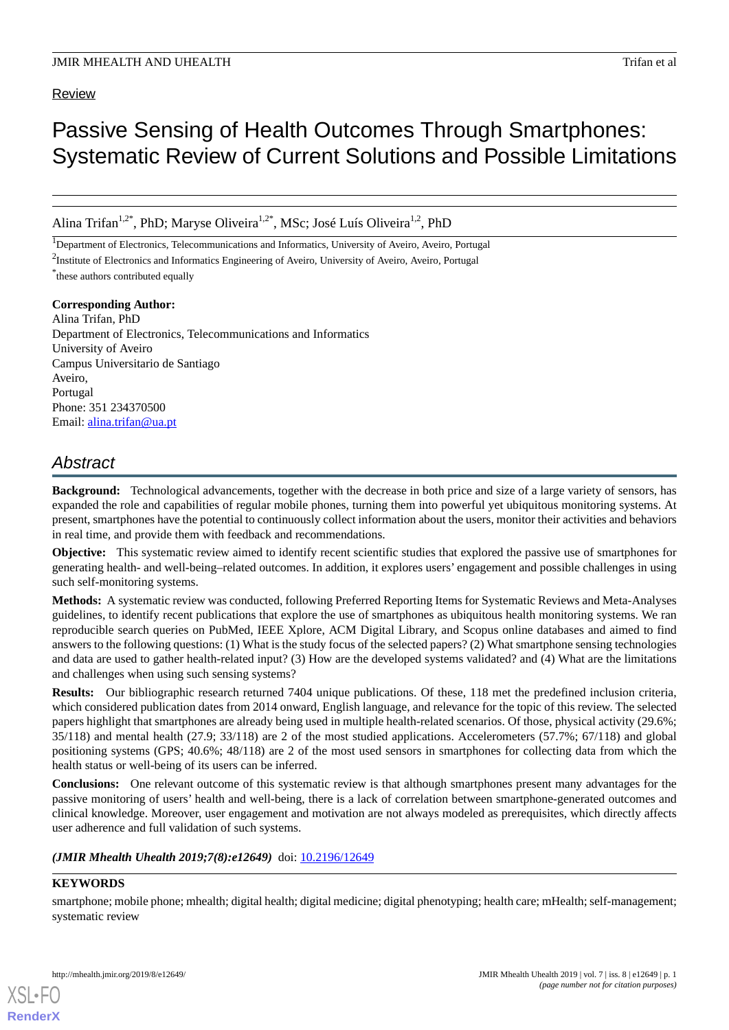Review

# Passive Sensing of Health Outcomes Through Smartphones: Systematic Review of Current Solutions and Possible Limitations

Alina Trifan[1,2*], PhD; Maryse Oliveira[1,2*], MSc; José Luís Oliveira[1,2], PhD

[1]Department of Electronics, Telecommunications and Informatics, University of Aveiro, Aveiro, Portugal

[2]Institute of Electronics and Informatics Engineering of Aveiro, University of Aveiro, Aveiro, Portugal

[*]these authors contributed equally

**Corresponding Author:**
Alina Trifan, PhD
Department of Electronics, Telecommunications and Informatics
University of Aveiro
Campus Universitario de Santiago
Aveiro,
Portugal
Phone: 351 234370500
Email: alina.trifan@ua.pt

## Abstract

**Background:** Technological advancements, together with the decrease in both price and size of a large variety of sensors, has expanded the role and capabilities of regular mobile phones, turning them into powerful yet ubiquitous monitoring systems. At present, smartphones have the potential to continuously collect information about the users, monitor their activities and behaviors in real time, and provide them with feedback and recommendations.

**Objective:** This systematic review aimed to identify recent scientific studies that explored the passive use of smartphones for generating health- and well-being–related outcomes. In addition, it explores users' engagement and possible challenges in using such self-monitoring systems.

**Methods:** A systematic review was conducted, following Preferred Reporting Items for Systematic Reviews and Meta-Analyses guidelines, to identify recent publications that explore the use of smartphones as ubiquitous health monitoring systems. We ran reproducible search queries on PubMed, IEEE Xplore, ACM Digital Library, and Scopus online databases and aimed to find answers to the following questions: (1) What is the study focus of the selected papers? (2) What smartphone sensing technologies and data are used to gather health-related input? (3) How are the developed systems validated? and (4) What are the limitations and challenges when using such sensing systems?

**Results:** Our bibliographic research returned 7404 unique publications. Of these, 118 met the predefined inclusion criteria, which considered publication dates from 2014 onward, English language, and relevance for the topic of this review. The selected papers highlight that smartphones are already being used in multiple health-related scenarios. Of those, physical activity (29.6%; 35/118) and mental health (27.9; 33/118) are 2 of the most studied applications. Accelerometers (57.7%; 67/118) and global positioning systems (GPS; 40.6%; 48/118) are 2 of the most used sensors in smartphones for collecting data from which the health status or well-being of its users can be inferred.

**Conclusions:** One relevant outcome of this systematic review is that although smartphones present many advantages for the passive monitoring of users' health and well-being, there is a lack of correlation between smartphone-generated outcomes and clinical knowledge. Moreover, user engagement and motivation are not always modeled as prerequisites, which directly affects user adherence and full validation of such systems.

***(JMIR Mhealth Uhealth 2019;7(8):e12649)*** doi: 10.2196/12649

**KEYWORDS**

smartphone; mobile phone; mhealth; digital health; digital medicine; digital phenotyping; health care; mHealth; self-management; systematic review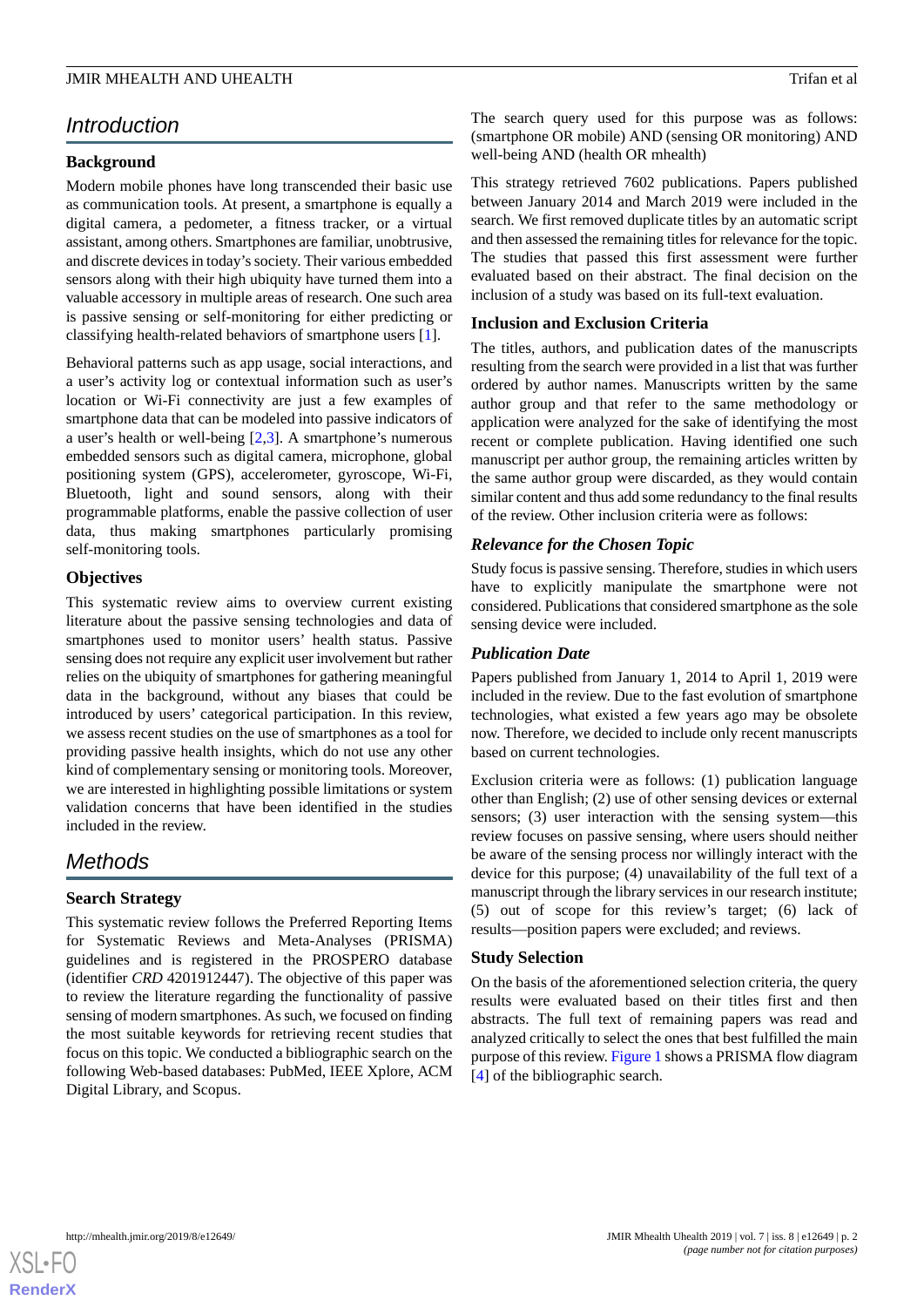## Introduction

### Background

Modern mobile phones have long transcended their basic use as communication tools. At present, a smartphone is equally a digital camera, a pedometer, a fitness tracker, or a virtual assistant, among others. Smartphones are familiar, unobtrusive, and discrete devices in today's society. Their various embedded sensors along with their high ubiquity have turned them into a valuable accessory in multiple areas of research. One such area is passive sensing or self-monitoring for either predicting or classifying health-related behaviors of smartphone users [1].

Behavioral patterns such as app usage, social interactions, and a user's activity log or contextual information such as user's location or Wi-Fi connectivity are just a few examples of smartphone data that can be modeled into passive indicators of a user's health or well-being [2,3]. A smartphone's numerous embedded sensors such as digital camera, microphone, global positioning system (GPS), accelerometer, gyroscope, Wi-Fi, Bluetooth, light and sound sensors, along with their programmable platforms, enable the passive collection of user data, thus making smartphones particularly promising self-monitoring tools.

### Objectives

This systematic review aims to overview current existing literature about the passive sensing technologies and data of smartphones used to monitor users' health status. Passive sensing does not require any explicit user involvement but rather relies on the ubiquity of smartphones for gathering meaningful data in the background, without any biases that could be introduced by users' categorical participation. In this review, we assess recent studies on the use of smartphones as a tool for providing passive health insights, which do not use any other kind of complementary sensing or monitoring tools. Moreover, we are interested in highlighting possible limitations or system validation concerns that have been identified in the studies included in the review.

## Methods

### Search Strategy

This systematic review follows the Preferred Reporting Items for Systematic Reviews and Meta-Analyses (PRISMA) guidelines and is registered in the PROSPERO database (identifier *CRD* 4201912447). The objective of this paper was to review the literature regarding the functionality of passive sensing of modern smartphones. As such, we focused on finding the most suitable keywords for retrieving recent studies that focus on this topic. We conducted a bibliographic search on the following Web-based databases: PubMed, IEEE Xplore, ACM Digital Library, and Scopus.

The search query used for this purpose was as follows: (smartphone OR mobile) AND (sensing OR monitoring) AND well-being AND (health OR mhealth)

This strategy retrieved 7602 publications. Papers published between January 2014 and March 2019 were included in the search. We first removed duplicate titles by an automatic script and then assessed the remaining titles for relevance for the topic. The studies that passed this first assessment were further evaluated based on their abstract. The final decision on the inclusion of a study was based on its full-text evaluation.

### Inclusion and Exclusion Criteria

The titles, authors, and publication dates of the manuscripts resulting from the search were provided in a list that was further ordered by author names. Manuscripts written by the same author group and that refer to the same methodology or application were analyzed for the sake of identifying the most recent or complete publication. Having identified one such manuscript per author group, the remaining articles written by the same author group were discarded, as they would contain similar content and thus add some redundancy to the final results of the review. Other inclusion criteria were as follows:

#### *Relevance for the Chosen Topic*

Study focus is passive sensing. Therefore, studies in which users have to explicitly manipulate the smartphone were not considered. Publications that considered smartphone as the sole sensing device were included.

#### *Publication Date*

Papers published from January 1, 2014 to April 1, 2019 were included in the review. Due to the fast evolution of smartphone technologies, what existed a few years ago may be obsolete now. Therefore, we decided to include only recent manuscripts based on current technologies.

Exclusion criteria were as follows: (1) publication language other than English; (2) use of other sensing devices or external sensors; (3) user interaction with the sensing system—this review focuses on passive sensing, where users should neither be aware of the sensing process nor willingly interact with the device for this purpose; (4) unavailability of the full text of a manuscript through the library services in our research institute; (5) out of scope for this review's target; (6) lack of results—position papers were excluded; and reviews.

### Study Selection

On the basis of the aforementioned selection criteria, the query results were evaluated based on their titles first and then abstracts. The full text of remaining papers was read and analyzed critically to select the ones that best fulfilled the main purpose of this review. Figure 1 shows a PRISMA flow diagram [4] of the bibliographic search.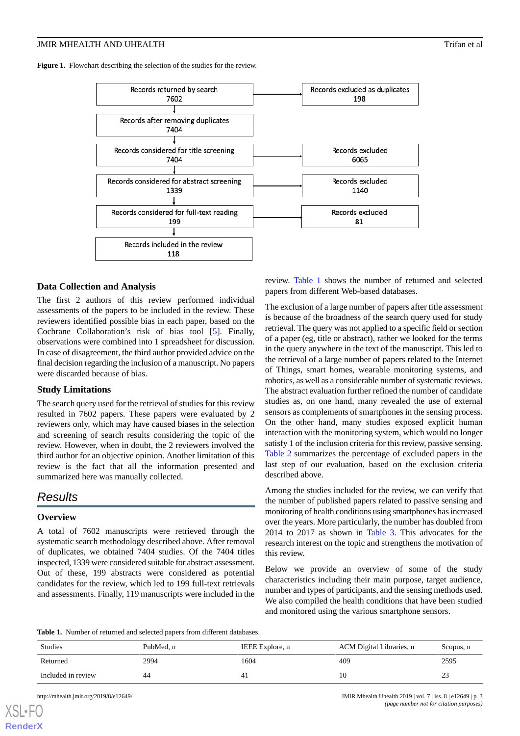**Figure 1.** Flowchart describing the selection of the studies for the review.

Records returned by search 7602 → Records excluded as duplicates 198

Records after removing duplicates 7404

Records considered for title screening 7404 → Records excluded 6065

Records considered for abstract screening 1339 → Records excluded 1140

Records considered for full-text reading 199 → Records excluded 81

Records included in the review 118

### Data Collection and Analysis

The first 2 authors of this review performed individual assessments of the papers to be included in the review. These reviewers identified possible bias in each paper, based on the Cochrane Collaboration's risk of bias tool [5]. Finally, observations were combined into 1 spreadsheet for discussion. In case of disagreement, the third author provided advice on the final decision regarding the inclusion of a manuscript. No papers were discarded because of bias.

### Study Limitations

The search query used for the retrieval of studies for this review resulted in 7602 papers. These papers were evaluated by 2 reviewers only, which may have caused biases in the selection and screening of search results considering the topic of the review. However, when in doubt, the 2 reviewers involved the third author for an objective opinion. Another limitation of this review is the fact that all the information presented and summarized here was manually collected.

## Results

### Overview

A total of 7602 manuscripts were retrieved through the systematic search methodology described above. After removal of duplicates, we obtained 7404 studies. Of the 7404 titles inspected, 1339 were considered suitable for abstract assessment. Out of these, 199 abstracts were considered as potential candidates for the review, which led to 199 full-text retrievals and assessments. Finally, 119 manuscripts were included in the review. Table 1 shows the number of returned and selected papers from different Web-based databases.

The exclusion of a large number of papers after title assessment is because of the broadness of the search query used for study retrieval. The query was not applied to a specific field or section of a paper (eg, title or abstract), rather we looked for the terms in the query anywhere in the text of the manuscript. This led to the retrieval of a large number of papers related to the Internet of Things, smart homes, wearable monitoring systems, and robotics, as well as a considerable number of systematic reviews. The abstract evaluation further refined the number of candidate studies as, on one hand, many revealed the use of external sensors as complements of smartphones in the sensing process. On the other hand, many studies exposed explicit human interaction with the monitoring system, which would no longer satisfy 1 of the inclusion criteria for this review, passive sensing. Table 2 summarizes the percentage of excluded papers in the last step of our evaluation, based on the exclusion criteria described above.

Among the studies included for the review, we can verify that the number of published papers related to passive sensing and monitoring of health conditions using smartphones has increased over the years. More particularly, the number has doubled from 2014 to 2017 as shown in Table 3. This advocates for the research interest on the topic and strengthens the motivation of this review.

Below we provide an overview of some of the study characteristics including their main purpose, target audience, number and types of participants, and the sensing methods used. We also compiled the health conditions that have been studied and monitored using the various smartphone sensors.

**Table 1.** Number of returned and selected papers from different databases.

| Studies | PubMed, n | IEEE Explore, n | ACM Digital Libraries, n | Scopus, n |
|---|---|---|---|---|
| Returned | 2994 | 1604 | 409 | 2595 |
| Included in review | 44 | 41 | 10 | 23 |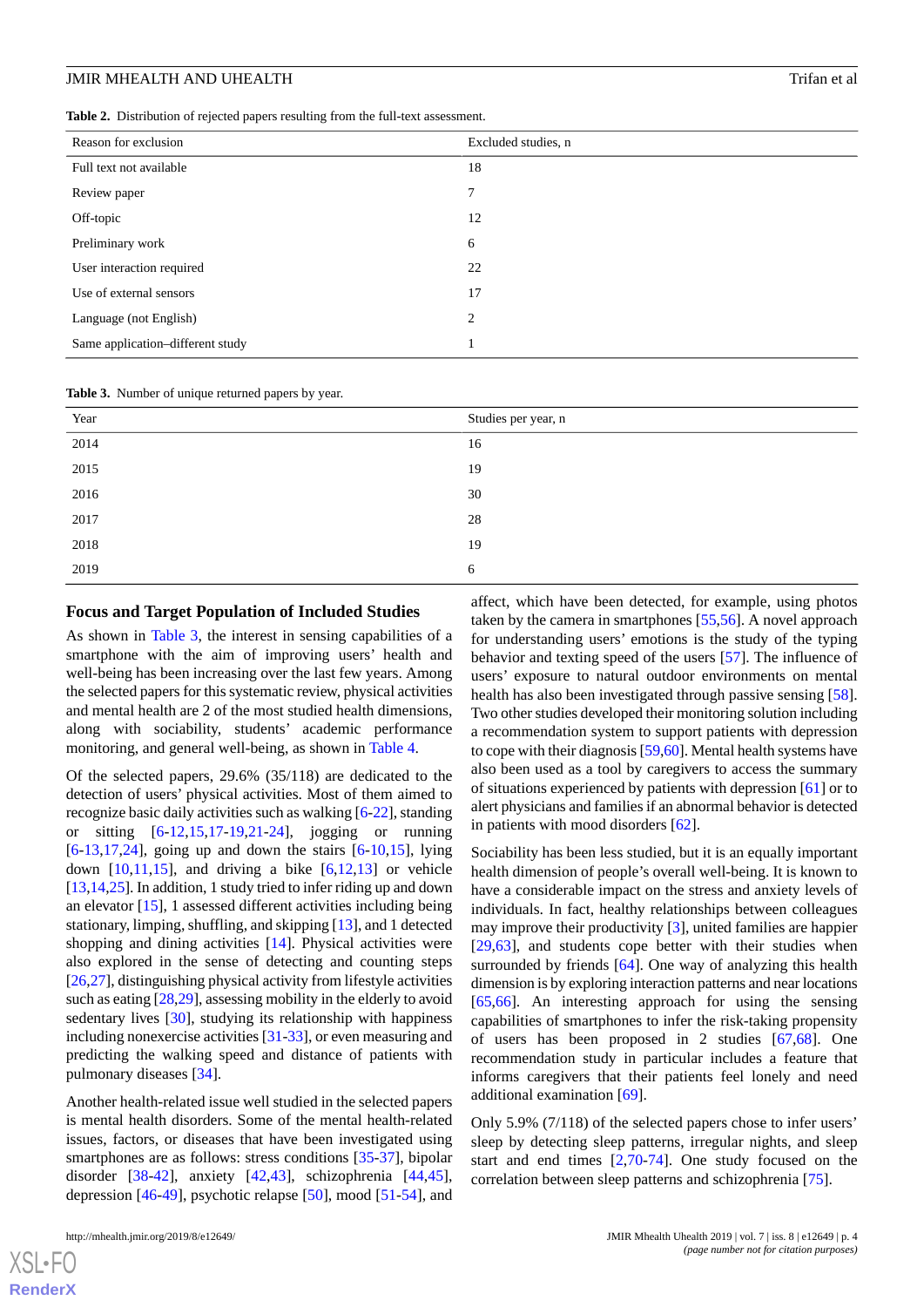**Table 2.** Distribution of rejected papers resulting from the full-text assessment.

| Reason for exclusion | Excluded studies, n |
|---|---|
| Full text not available | 18 |
| Review paper | 7 |
| Off-topic | 12 |
| Preliminary work | 6 |
| User interaction required | 22 |
| Use of external sensors | 17 |
| Language (not English) | 2 |
| Same application–different study | 1 |

**Table 3.** Number of unique returned papers by year.

| Year | Studies per year, n |
|---|---|
| 2014 | 16 |
| 2015 | 19 |
| 2016 | 30 |
| 2017 | 28 |
| 2018 | 19 |
| 2019 | 6 |

### Focus and Target Population of Included Studies

As shown in Table 3, the interest in sensing capabilities of a smartphone with the aim of improving users' health and well-being has been increasing over the last few years. Among the selected papers for this systematic review, physical activities and mental health are 2 of the most studied health dimensions, along with sociability, students' academic performance monitoring, and general well-being, as shown in Table 4.

Of the selected papers, 29.6% (35/118) are dedicated to the detection of users' physical activities. Most of them aimed to recognize basic daily activities such as walking [6-22], standing or sitting [6-12,15,17-19,21-24], jogging or running [6-13,17,24], going up and down the stairs [6-10,15], lying down [10,11,15], and driving a bike [6,12,13] or vehicle [13,14,25]. In addition, 1 study tried to infer riding up and down an elevator [15], 1 assessed different activities including being stationary, limping, shuffling, and skipping [13], and 1 detected shopping and dining activities [14]. Physical activities were also explored in the sense of detecting and counting steps [26,27], distinguishing physical activity from lifestyle activities such as eating [28,29], assessing mobility in the elderly to avoid sedentary lives [30], studying its relationship with happiness including nonexercise activities [31-33], or even measuring and predicting the walking speed and distance of patients with pulmonary diseases [34].

Another health-related issue well studied in the selected papers is mental health disorders. Some of the mental health-related issues, factors, or diseases that have been investigated using smartphones are as follows: stress conditions [35-37], bipolar disorder [38-42], anxiety [42,43], schizophrenia [44,45], depression [46-49], psychotic relapse [50], mood [51-54], and affect, which have been detected, for example, using photos taken by the camera in smartphones [55,56]. A novel approach for understanding users' emotions is the study of the typing behavior and texting speed of the users [57]. The influence of users' exposure to natural outdoor environments on mental health has also been investigated through passive sensing [58]. Two other studies developed their monitoring solution including a recommendation system to support patients with depression to cope with their diagnosis [59,60]. Mental health systems have also been used as a tool by caregivers to access the summary of situations experienced by patients with depression [61] or to alert physicians and families if an abnormal behavior is detected in patients with mood disorders [62].

Sociability has been less studied, but it is an equally important health dimension of people's overall well-being. It is known to have a considerable impact on the stress and anxiety levels of individuals. In fact, healthy relationships between colleagues may improve their productivity [3], united families are happier [29,63], and students cope better with their studies when surrounded by friends [64]. One way of analyzing this health dimension is by exploring interaction patterns and near locations [65,66]. An interesting approach for using the sensing capabilities of smartphones to infer the risk-taking propensity of users has been proposed in 2 studies [67,68]. One recommendation study in particular includes a feature that informs caregivers that their patients feel lonely and need additional examination [69].

Only 5.9% (7/118) of the selected papers chose to infer users' sleep by detecting sleep patterns, irregular nights, and sleep start and end times [2,70-74]. One study focused on the correlation between sleep patterns and schizophrenia [75].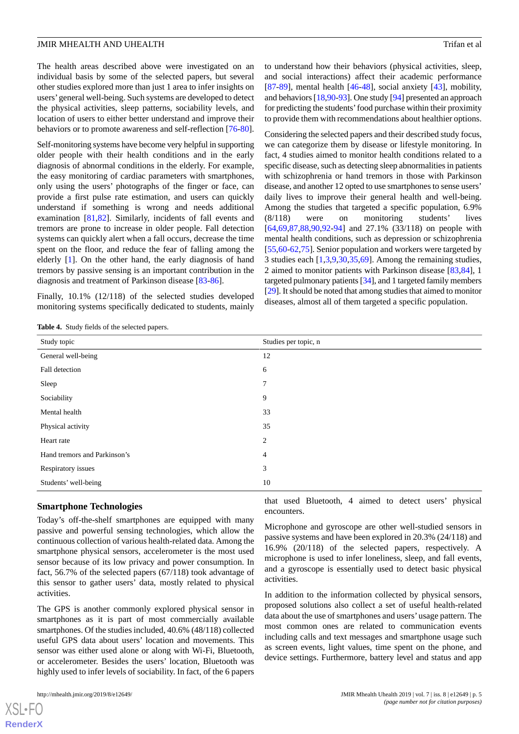The health areas described above were investigated on an individual basis by some of the selected papers, but several other studies explored more than just 1 area to infer insights on users' general well-being. Such systems are developed to detect the physical activities, sleep patterns, sociability levels, and location of users to either better understand and improve their behaviors or to promote awareness and self-reflection [76-80].

Self-monitoring systems have become very helpful in supporting older people with their health conditions and in the early diagnosis of abnormal conditions in the elderly. For example, the easy monitoring of cardiac parameters with smartphones, only using the users' photographs of the finger or face, can provide a first pulse rate estimation, and users can quickly understand if something is wrong and needs additional examination [81,82]. Similarly, incidents of fall events and tremors are prone to increase in older people. Fall detection systems can quickly alert when a fall occurs, decrease the time spent on the floor, and reduce the fear of falling among the elderly [1]. On the other hand, the early diagnosis of hand tremors by passive sensing is an important contribution in the diagnosis and treatment of Parkinson disease [83-86].

Finally, 10.1% (12/118) of the selected studies developed monitoring systems specifically dedicated to students, mainly to understand how their behaviors (physical activities, sleep, and social interactions) affect their academic performance [87-89], mental health [46-48], social anxiety [43], mobility, and behaviors [18,90-93]. One study [94] presented an approach for predicting the students' food purchase within their proximity to provide them with recommendations about healthier options.

Considering the selected papers and their described study focus, we can categorize them by disease or lifestyle monitoring. In fact, 4 studies aimed to monitor health conditions related to a specific disease, such as detecting sleep abnormalities in patients with schizophrenia or hand tremors in those with Parkinson disease, and another 12 opted to use smartphones to sense users' daily lives to improve their general health and well-being. Among the studies that targeted a specific population, 6.9% (8/118) were on monitoring students' lives [64,69,87,88,90,92-94] and 27.1% (33/118) on people with mental health conditions, such as depression or schizophrenia [55,60-62,75]. Senior population and workers were targeted by 3 studies each [1,3,9,30,35,69]. Among the remaining studies, 2 aimed to monitor patients with Parkinson disease [83,84], 1 targeted pulmonary patients [34], and 1 targeted family members [29]. It should be noted that among studies that aimed to monitor diseases, almost all of them targeted a specific population.

**Table 4.** Study fields of the selected papers.

| Study topic | Studies per topic, n |
|---|---|
| General well-being | 12 |
| Fall detection | 6 |
| Sleep | 7 |
| Sociability | 9 |
| Mental health | 33 |
| Physical activity | 35 |
| Heart rate | 2 |
| Hand tremors and Parkinson's | 4 |
| Respiratory issues | 3 |
| Students' well-being | 10 |

## Smartphone Technologies

Today's off-the-shelf smartphones are equipped with many passive and powerful sensing technologies, which allow the continuous collection of various health-related data. Among the smartphone physical sensors, accelerometer is the most used sensor because of its low privacy and power consumption. In fact, 56.7% of the selected papers (67/118) took advantage of this sensor to gather users' data, mostly related to physical activities.

The GPS is another commonly explored physical sensor in smartphones as it is part of most commercially available smartphones. Of the studies included, 40.6% (48/118) collected useful GPS data about users' location and movements. This sensor was either used alone or along with Wi-Fi, Bluetooth, or accelerometer. Besides the users' location, Bluetooth was highly used to infer levels of sociability. In fact, of the 6 papers that used Bluetooth, 4 aimed to detect users' physical encounters.

Microphone and gyroscope are other well-studied sensors in passive systems and have been explored in 20.3% (24/118) and 16.9% (20/118) of the selected papers, respectively. A microphone is used to infer loneliness, sleep, and fall events, and a gyroscope is essentially used to detect basic physical activities.

In addition to the information collected by physical sensors, proposed solutions also collect a set of useful health-related data about the use of smartphones and users' usage pattern. The most common ones are related to communication events including calls and text messages and smartphone usage such as screen events, light values, time spent on the phone, and device settings. Furthermore, battery level and status and app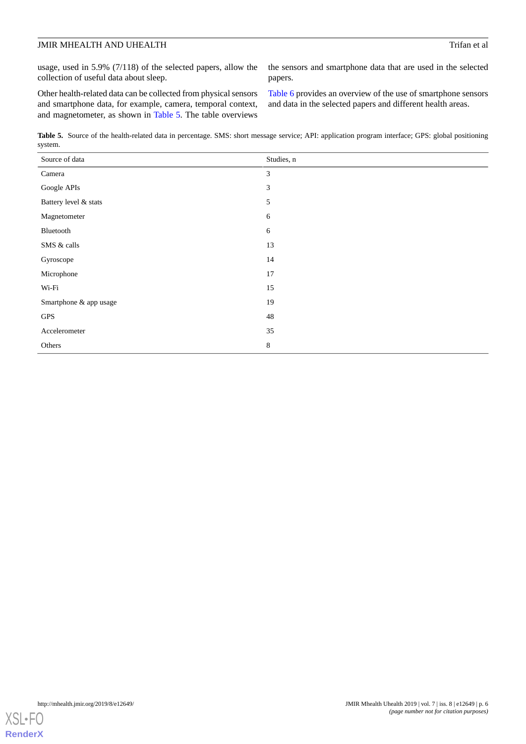usage, used in 5.9% (7/118) of the selected papers, allow the collection of useful data about sleep.

Other health-related data can be collected from physical sensors and smartphone data, for example, camera, temporal context, and magnetometer, as shown in Table 5. The table overviews the sensors and smartphone data that are used in the selected papers.

Table 6 provides an overview of the use of smartphone sensors and data in the selected papers and different health areas.

**Table 5.** Source of the health-related data in percentage. SMS: short message service; API: application program interface; GPS: global positioning system.

| Source of data | Studies, n |
| --- | --- |
| Camera | 3 |
| Google APIs | 3 |
| Battery level & stats | 5 |
| Magnetometer | 6 |
| Bluetooth | 6 |
| SMS & calls | 13 |
| Gyroscope | 14 |
| Microphone | 17 |
| Wi-Fi | 15 |
| Smartphone & app usage | 19 |
| GPS | 48 |
| Accelerometer | 35 |
| Others | 8 |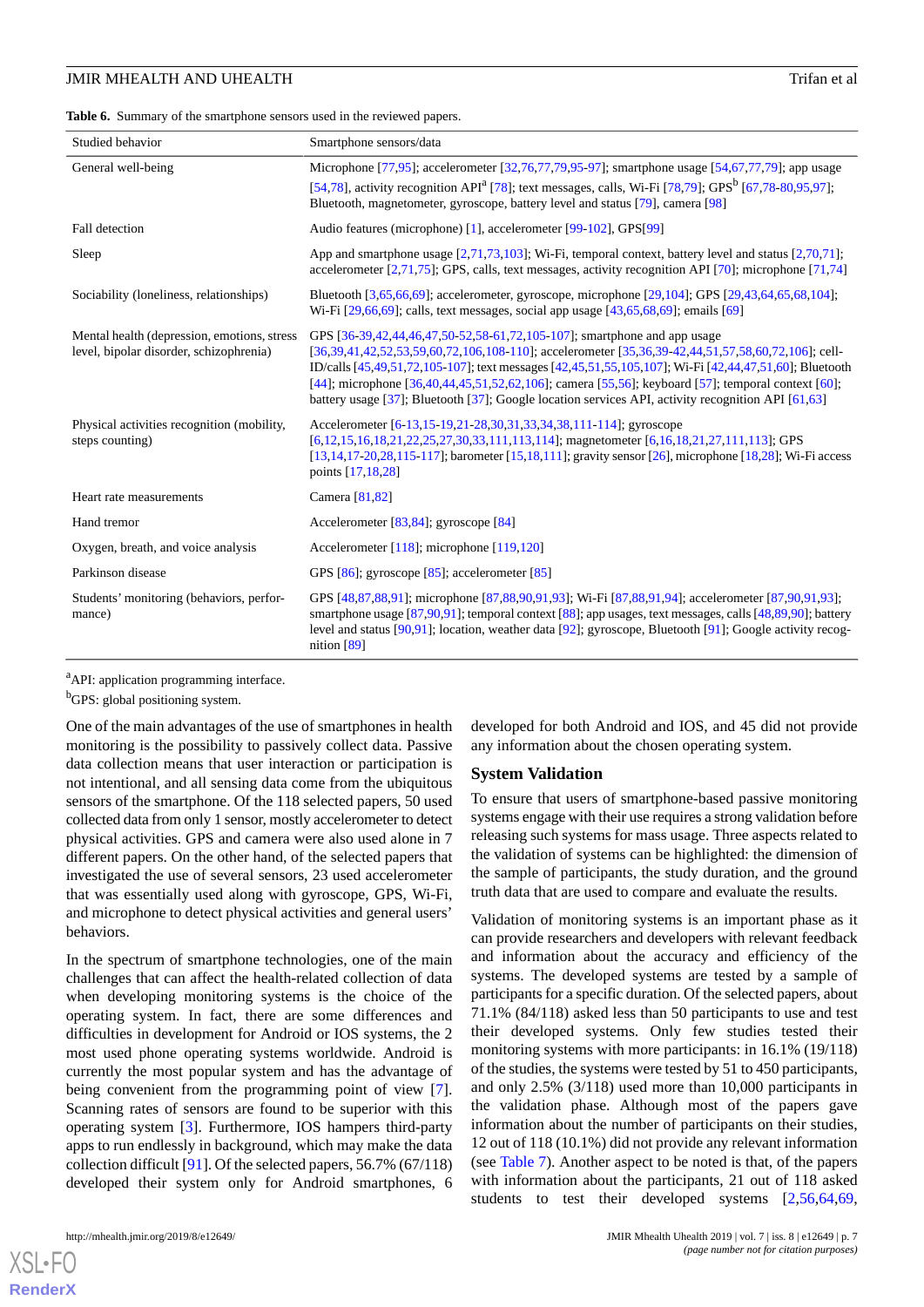**Table 6.** Summary of the smartphone sensors used in the reviewed papers.

| Studied behavior | Smartphone sensors/data |
|---|---|
| General well-being | Microphone [77,95]; accelerometer [32,76,77,79,95-97]; smartphone usage [54,67,77,79]; app usage [54,78], activity recognition API[a] [78]; text messages, calls, Wi-Fi [78,79]; GPS[b] [67,78-80,95,97]; Bluetooth, magnetometer, gyroscope, battery level and status [79], camera [98] |
| Fall detection | Audio features (microphone) [1], accelerometer [99-102], GPS[99] |
| Sleep | App and smartphone usage [2,71,73,103]; Wi-Fi, temporal context, battery level and status [2,70,71]; accelerometer [2,71,75]; GPS, calls, text messages, activity recognition API [70]; microphone [71,74] |
| Sociability (loneliness, relationships) | Bluetooth [3,65,66,69]; accelerometer, gyroscope, microphone [29,104]; GPS [29,43,64,65,68,104]; Wi-Fi [29,66,69]; calls, text messages, social app usage [43,65,68,69]; emails [69] |
| Mental health (depression, emotions, stress level, bipolar disorder, schizophrenia) | GPS [36-39,42,44,46,47,50-52,58-61,72,105-107]; smartphone and app usage [36,39,41,42,52,53,59,60,72,106,108-110]; accelerometer [35,36,39-42,44,51,57,58,60,72,106]; cell-ID/calls [45,49,51,72,105-107]; text messages [42,45,51,55,105,107]; Wi-Fi [42,44,47,51,60]; Bluetooth [44]; microphone [36,40,44,45,51,52,62,106]; camera [55,56]; keyboard [57]; temporal context [60]; battery usage [37]; Bluetooth [37]; Google location services API, activity recognition API [61,63] |
| Physical activities recognition (mobility, steps counting) | Accelerometer [6-13,15-19,21-28,30,31,33,34,38,111-114]; gyroscope [6,12,15,16,18,21,22,25,27,30,33,111,113,114]; magnetometer [6,16,18,21,27,111,113]; GPS [13,14,17-20,28,115-117]; barometer [15,18,111]; gravity sensor [26], microphone [18,28]; Wi-Fi access points [17,18,28] |
| Heart rate measurements | Camera [81,82] |
| Hand tremor | Accelerometer [83,84]; gyroscope [84] |
| Oxygen, breath, and voice analysis | Accelerometer [118]; microphone [119,120] |
| Parkinson disease | GPS [86]; gyroscope [85]; accelerometer [85] |
| Students' monitoring (behaviors, performance) | GPS [48,87,88,91]; microphone [87,88,90,91,93]; Wi-Fi [87,88,91,94]; accelerometer [87,90,91,93]; smartphone usage [87,90,91]; temporal context [88]; app usages, text messages, calls [48,89,90]; battery level and status [90,91]; location, weather data [92]; gyroscope, Bluetooth [91]; Google activity recognition [89] |

[a]API: application programming interface.

[b]GPS: global positioning system.

One of the main advantages of the use of smartphones in health monitoring is the possibility to passively collect data. Passive data collection means that user interaction or participation is not intentional, and all sensing data come from the ubiquitous sensors of the smartphone. Of the 118 selected papers, 50 used collected data from only 1 sensor, mostly accelerometer to detect physical activities. GPS and camera were also used alone in 7 different papers. On the other hand, of the selected papers that investigated the use of several sensors, 23 used accelerometer that was essentially used along with gyroscope, GPS, Wi-Fi, and microphone to detect physical activities and general users' behaviors.

In the spectrum of smartphone technologies, one of the main challenges that can affect the health-related collection of data when developing monitoring systems is the choice of the operating system. In fact, there are some differences and difficulties in development for Android or IOS systems, the 2 most used phone operating systems worldwide. Android is currently the most popular system and has the advantage of being convenient from the programming point of view [7]. Scanning rates of sensors are found to be superior with this operating system [3]. Furthermore, IOS hampers third-party apps to run endlessly in background, which may make the data collection difficult [91]. Of the selected papers, 56.7% (67/118) developed their system only for Android smartphones, 6 developed for both Android and IOS, and 45 did not provide any information about the chosen operating system.

## System Validation

To ensure that users of smartphone-based passive monitoring systems engage with their use requires a strong validation before releasing such systems for mass usage. Three aspects related to the validation of systems can be highlighted: the dimension of the sample of participants, the study duration, and the ground truth data that are used to compare and evaluate the results.

Validation of monitoring systems is an important phase as it can provide researchers and developers with relevant feedback and information about the accuracy and efficiency of the systems. The developed systems are tested by a sample of participants for a specific duration. Of the selected papers, about 71.1% (84/118) asked less than 50 participants to use and test their developed systems. Only few studies tested their monitoring systems with more participants: in 16.1% (19/118) of the studies, the systems were tested by 51 to 450 participants, and only 2.5% (3/118) used more than 10,000 participants in the validation phase. Although most of the papers gave information about the number of participants on their studies, 12 out of 118 (10.1%) did not provide any relevant information (see Table 7). Another aspect to be noted is that, of the papers with information about the participants, 21 out of 118 asked students to test their developed systems [2,56,64,69,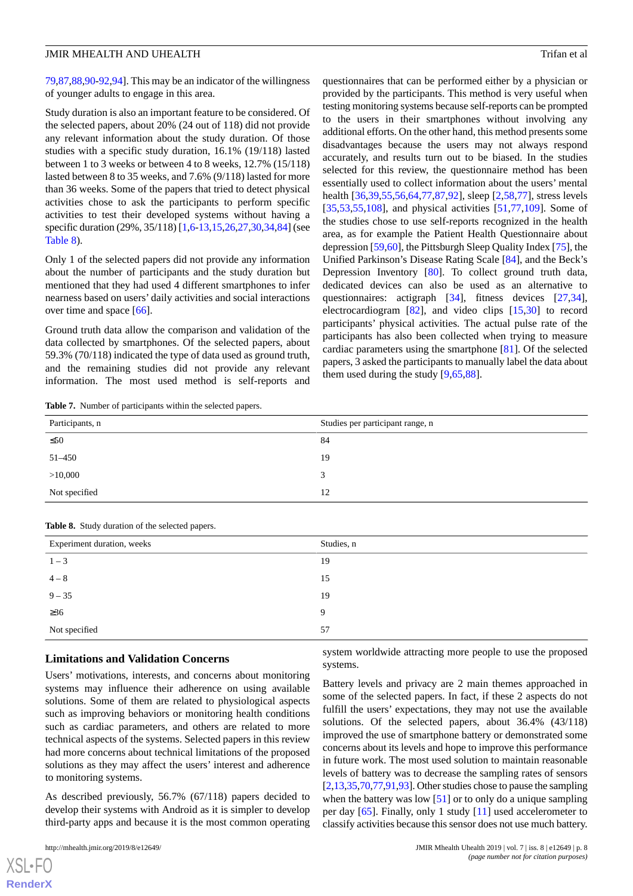79,87,88,90-92,94]. This may be an indicator of the willingness of younger adults to engage in this area.

Study duration is also an important feature to be considered. Of the selected papers, about 20% (24 out of 118) did not provide any relevant information about the study duration. Of those studies with a specific study duration, 16.1% (19/118) lasted between 1 to 3 weeks or between 4 to 8 weeks, 12.7% (15/118) lasted between 8 to 35 weeks, and 7.6% (9/118) lasted for more than 36 weeks. Some of the papers that tried to detect physical activities chose to ask the participants to perform specific activities to test their developed systems without having a specific duration (29%, 35/118) [1,6-13,15,26,27,30,34,84] (see Table 8).

Only 1 of the selected papers did not provide any information about the number of participants and the study duration but mentioned that they had used 4 different smartphones to infer nearness based on users' daily activities and social interactions over time and space [66].

Ground truth data allow the comparison and validation of the data collected by smartphones. Of the selected papers, about 59.3% (70/118) indicated the type of data used as ground truth, and the remaining studies did not provide any relevant information. The most used method is self-reports and questionnaires that can be performed either by a physician or provided by the participants. This method is very useful when testing monitoring systems because self-reports can be prompted to the users in their smartphones without involving any additional efforts. On the other hand, this method presents some disadvantages because the users may not always respond accurately, and results turn out to be biased. In the studies selected for this review, the questionnaire method has been essentially used to collect information about the users' mental health [36,39,55,56,64,77,87,92], sleep [2,58,77], stress levels [35,53,55,108], and physical activities [51,77,109]. Some of the studies chose to use self-reports recognized in the health area, as for example the Patient Health Questionnaire about depression [59,60], the Pittsburgh Sleep Quality Index [75], the Unified Parkinson's Disease Rating Scale [84], and the Beck's Depression Inventory [80]. To collect ground truth data, dedicated devices can also be used as an alternative to questionnaires: actigraph [34], fitness devices [27,34], electrocardiogram [82], and video clips [15,30] to record participants' physical activities. The actual pulse rate of the participants has also been collected when trying to measure cardiac parameters using the smartphone [81]. Of the selected papers, 3 asked the participants to manually label the data about them used during the study [9,65,88].

**Table 7.** Number of participants within the selected papers.

| Participants, n | Studies per participant range, n |
|---|---|
| ≤50 | 84 |
| 51–450 | 19 |
| >10,000 | 3 |
| Not specified | 12 |

**Table 8.** Study duration of the selected papers.

| Experiment duration, weeks | Studies, n |
|---|---|
| 1 – 3 | 19 |
| 4 – 8 | 15 |
| 9 – 35 | 19 |
| ≥36 | 9 |
| Not specified | 57 |

## Limitations and Validation Concerns

Users' motivations, interests, and concerns about monitoring systems may influence their adherence on using available solutions. Some of them are related to physiological aspects such as improving behaviors or monitoring health conditions such as cardiac parameters, and others are related to more technical aspects of the systems. Selected papers in this review had more concerns about technical limitations of the proposed solutions as they may affect the users' interest and adherence to monitoring systems.

As described previously, 56.7% (67/118) papers decided to develop their systems with Android as it is simpler to develop third-party apps and because it is the most common operating system worldwide attracting more people to use the proposed systems.

Battery levels and privacy are 2 main themes approached in some of the selected papers. In fact, if these 2 aspects do not fulfill the users' expectations, they may not use the available solutions. Of the selected papers, about 36.4% (43/118) improved the use of smartphone battery or demonstrated some concerns about its levels and hope to improve this performance in future work. The most used solution to maintain reasonable levels of battery was to decrease the sampling rates of sensors [2,13,35,70,77,91,93]. Other studies chose to pause the sampling when the battery was low [51] or to only do a unique sampling per day [65]. Finally, only 1 study [11] used accelerometer to classify activities because this sensor does not use much battery.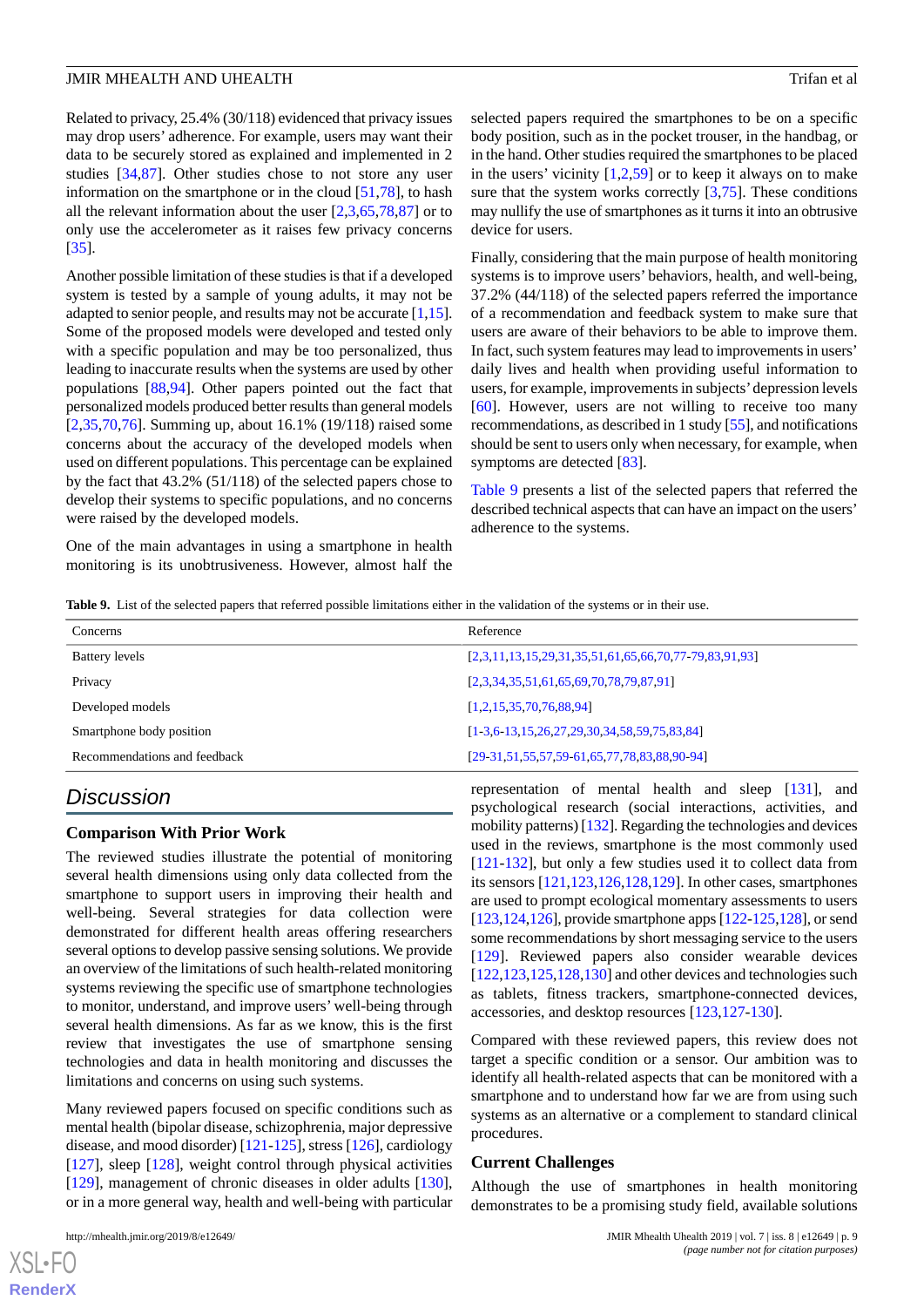Related to privacy, 25.4% (30/118) evidenced that privacy issues may drop users' adherence. For example, users may want their data to be securely stored as explained and implemented in 2 studies [34,87]. Other studies chose to not store any user information on the smartphone or in the cloud [51,78], to hash all the relevant information about the user [2,3,65,78,87] or to only use the accelerometer as it raises few privacy concerns [35].

Another possible limitation of these studies is that if a developed system is tested by a sample of young adults, it may not be adapted to senior people, and results may not be accurate [1,15]. Some of the proposed models were developed and tested only with a specific population and may be too personalized, thus leading to inaccurate results when the systems are used by other populations [88,94]. Other papers pointed out the fact that personalized models produced better results than general models [2,35,70,76]. Summing up, about 16.1% (19/118) raised some concerns about the accuracy of the developed models when used on different populations. This percentage can be explained by the fact that 43.2% (51/118) of the selected papers chose to develop their systems to specific populations, and no concerns were raised by the developed models.

One of the main advantages in using a smartphone in health monitoring is its unobtrusiveness. However, almost half the selected papers required the smartphones to be on a specific body position, such as in the pocket trouser, in the handbag, or in the hand. Other studies required the smartphones to be placed in the users' vicinity [1,2,59] or to keep it always on to make sure that the system works correctly [3,75]. These conditions may nullify the use of smartphones as it turns it into an obtrusive device for users.

Finally, considering that the main purpose of health monitoring systems is to improve users' behaviors, health, and well-being, 37.2% (44/118) of the selected papers referred the importance of a recommendation and feedback system to make sure that users are aware of their behaviors to be able to improve them. In fact, such system features may lead to improvements in users' daily lives and health when providing useful information to users, for example, improvements in subjects' depression levels [60]. However, users are not willing to receive too many recommendations, as described in 1 study [55], and notifications should be sent to users only when necessary, for example, when symptoms are detected [83].

Table 9 presents a list of the selected papers that referred the described technical aspects that can have an impact on the users' adherence to the systems.

**Table 9.** List of the selected papers that referred possible limitations either in the validation of the systems or in their use.

| Concerns | Reference |
|---|---|
| Battery levels | [2,3,11,13,15,29,31,35,51,61,65,66,70,77-79,83,91,93] |
| Privacy | [2,3,34,35,51,61,65,69,70,78,79,87,91] |
| Developed models | [1,2,15,35,70,76,88,94] |
| Smartphone body position | [1-3,6-13,15,26,27,29,30,34,58,59,75,83,84] |
| Recommendations and feedback | [29-31,51,55,57,59-61,65,77,78,83,88,90-94] |

## Discussion

### Comparison With Prior Work

The reviewed studies illustrate the potential of monitoring several health dimensions using only data collected from the smartphone to support users in improving their health and well-being. Several strategies for data collection were demonstrated for different health areas offering researchers several options to develop passive sensing solutions. We provide an overview of the limitations of such health-related monitoring systems reviewing the specific use of smartphone technologies to monitor, understand, and improve users' well-being through several health dimensions. As far as we know, this is the first review that investigates the use of smartphone sensing technologies and data in health monitoring and discusses the limitations and concerns on using such systems.

Many reviewed papers focused on specific conditions such as mental health (bipolar disease, schizophrenia, major depressive disease, and mood disorder) [121-125], stress [126], cardiology [127], sleep [128], weight control through physical activities [129], management of chronic diseases in older adults [130], or in a more general way, health and well-being with particular representation of mental health and sleep [131], and psychological research (social interactions, activities, and mobility patterns) [132]. Regarding the technologies and devices used in the reviews, smartphone is the most commonly used [121-132], but only a few studies used it to collect data from its sensors [121,123,126,128,129]. In other cases, smartphones are used to prompt ecological momentary assessments to users [123,124,126], provide smartphone apps [122-125,128], or send some recommendations by short messaging service to the users [129]. Reviewed papers also consider wearable devices [122,123,125,128,130] and other devices and technologies such as tablets, fitness trackers, smartphone-connected devices, accessories, and desktop resources [123,127-130].

Compared with these reviewed papers, this review does not target a specific condition or a sensor. Our ambition was to identify all health-related aspects that can be monitored with a smartphone and to understand how far we are from using such systems as an alternative or a complement to standard clinical procedures.

### Current Challenges

Although the use of smartphones in health monitoring demonstrates to be a promising study field, available solutions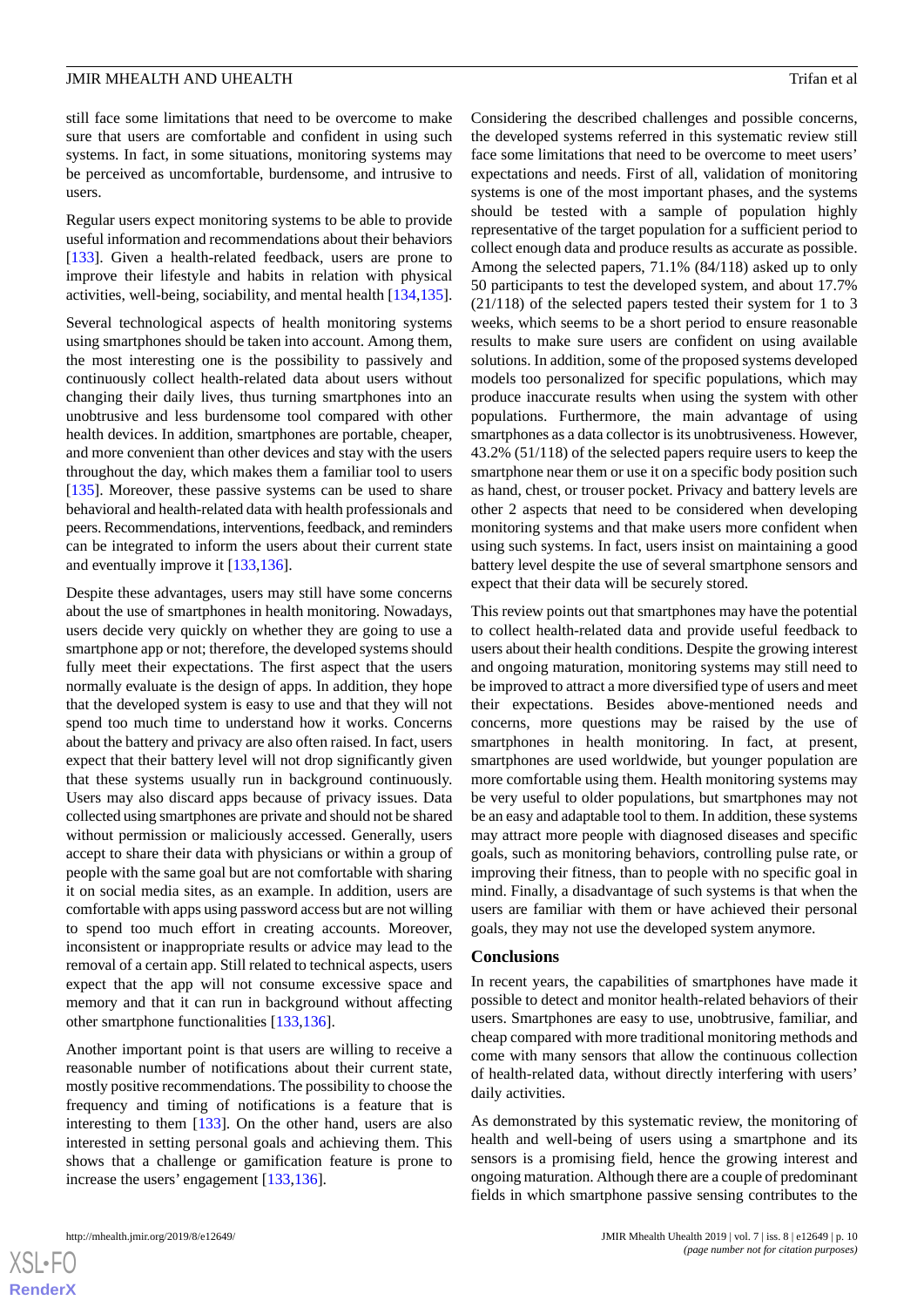still face some limitations that need to be overcome to make sure that users are comfortable and confident in using such systems. In fact, in some situations, monitoring systems may be perceived as uncomfortable, burdensome, and intrusive to users.

Regular users expect monitoring systems to be able to provide useful information and recommendations about their behaviors [133]. Given a health-related feedback, users are prone to improve their lifestyle and habits in relation with physical activities, well-being, sociability, and mental health [134,135].

Several technological aspects of health monitoring systems using smartphones should be taken into account. Among them, the most interesting one is the possibility to passively and continuously collect health-related data about users without changing their daily lives, thus turning smartphones into an unobtrusive and less burdensome tool compared with other health devices. In addition, smartphones are portable, cheaper, and more convenient than other devices and stay with the users throughout the day, which makes them a familiar tool to users [135]. Moreover, these passive systems can be used to share behavioral and health-related data with health professionals and peers. Recommendations, interventions, feedback, and reminders can be integrated to inform the users about their current state and eventually improve it [133,136].

Despite these advantages, users may still have some concerns about the use of smartphones in health monitoring. Nowadays, users decide very quickly on whether they are going to use a smartphone app or not; therefore, the developed systems should fully meet their expectations. The first aspect that the users normally evaluate is the design of apps. In addition, they hope that the developed system is easy to use and that they will not spend too much time to understand how it works. Concerns about the battery and privacy are also often raised. In fact, users expect that their battery level will not drop significantly given that these systems usually run in background continuously. Users may also discard apps because of privacy issues. Data collected using smartphones are private and should not be shared without permission or maliciously accessed. Generally, users accept to share their data with physicians or within a group of people with the same goal but are not comfortable with sharing it on social media sites, as an example. In addition, users are comfortable with apps using password access but are not willing to spend too much effort in creating accounts. Moreover, inconsistent or inappropriate results or advice may lead to the removal of a certain app. Still related to technical aspects, users expect that the app will not consume excessive space and memory and that it can run in background without affecting other smartphone functionalities [133,136].

Another important point is that users are willing to receive a reasonable number of notifications about their current state, mostly positive recommendations. The possibility to choose the frequency and timing of notifications is a feature that is interesting to them [133]. On the other hand, users are also interested in setting personal goals and achieving them. This shows that a challenge or gamification feature is prone to increase the users' engagement [133,136].

Considering the described challenges and possible concerns, the developed systems referred in this systematic review still face some limitations that need to be overcome to meet users' expectations and needs. First of all, validation of monitoring systems is one of the most important phases, and the systems should be tested with a sample of population highly representative of the target population for a sufficient period to collect enough data and produce results as accurate as possible. Among the selected papers, 71.1% (84/118) asked up to only 50 participants to test the developed system, and about 17.7% (21/118) of the selected papers tested their system for 1 to 3 weeks, which seems to be a short period to ensure reasonable results to make sure users are confident on using available solutions. In addition, some of the proposed systems developed models too personalized for specific populations, which may produce inaccurate results when using the system with other populations. Furthermore, the main advantage of using smartphones as a data collector is its unobtrusiveness. However, 43.2% (51/118) of the selected papers require users to keep the smartphone near them or use it on a specific body position such as hand, chest, or trouser pocket. Privacy and battery levels are other 2 aspects that need to be considered when developing monitoring systems and that make users more confident when using such systems. In fact, users insist on maintaining a good battery level despite the use of several smartphone sensors and expect that their data will be securely stored.

This review points out that smartphones may have the potential to collect health-related data and provide useful feedback to users about their health conditions. Despite the growing interest and ongoing maturation, monitoring systems may still need to be improved to attract a more diversified type of users and meet their expectations. Besides above-mentioned needs and concerns, more questions may be raised by the use of smartphones in health monitoring. In fact, at present, smartphones are used worldwide, but younger population are more comfortable using them. Health monitoring systems may be very useful to older populations, but smartphones may not be an easy and adaptable tool to them. In addition, these systems may attract more people with diagnosed diseases and specific goals, such as monitoring behaviors, controlling pulse rate, or improving their fitness, than to people with no specific goal in mind. Finally, a disadvantage of such systems is that when the users are familiar with them or have achieved their personal goals, they may not use the developed system anymore.

### Conclusions

In recent years, the capabilities of smartphones have made it possible to detect and monitor health-related behaviors of their users. Smartphones are easy to use, unobtrusive, familiar, and cheap compared with more traditional monitoring methods and come with many sensors that allow the continuous collection of health-related data, without directly interfering with users' daily activities.

As demonstrated by this systematic review, the monitoring of health and well-being of users using a smartphone and its sensors is a promising field, hence the growing interest and ongoing maturation. Although there are a couple of predominant fields in which smartphone passive sensing contributes to the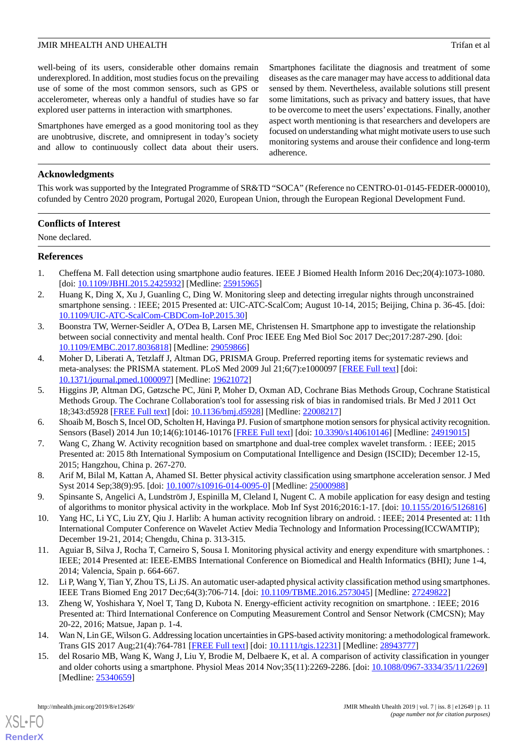well-being of its users, considerable other domains remain underexplored. In addition, most studies focus on the prevailing use of some of the most common sensors, such as GPS or accelerometer, whereas only a handful of studies have so far explored user patterns in interaction with smartphones.

Smartphones have emerged as a good monitoring tool as they are unobtrusive, discrete, and omnipresent in today's society and allow to continuously collect data about their users. Smartphones facilitate the diagnosis and treatment of some diseases as the care manager may have access to additional data sensed by them. Nevertheless, available solutions still present some limitations, such as privacy and battery issues, that have to be overcome to meet the users' expectations. Finally, another aspect worth mentioning is that researchers and developers are focused on understanding what might motivate users to use such monitoring systems and arouse their confidence and long-term adherence.

## Acknowledgments

This work was supported by the Integrated Programme of SR&TD "SOCA" (Reference no CENTRO-01-0145-FEDER-000010), cofunded by Centro 2020 program, Portugal 2020, European Union, through the European Regional Development Fund.

## Conflicts of Interest

None declared.

## References

1. Cheffena M. Fall detection using smartphone audio features. IEEE J Biomed Health Inform 2016 Dec;20(4):1073-1080. [doi: 10.1109/JBHI.2015.2425932] [Medline: 25915965]
2. Huang K, Ding X, Xu J, Guanling C, Ding W. Monitoring sleep and detecting irregular nights through unconstrained smartphone sensing. : IEEE; 2015 Presented at: UIC-ATC-ScalCom; August 10-14, 2015; Beijing, China p. 36-45. [doi: 10.1109/UIC-ATC-ScalCom-CBDCom-IoP.2015.30]
3. Boonstra TW, Werner-Seidler A, O'Dea B, Larsen ME, Christensen H. Smartphone app to investigate the relationship between social connectivity and mental health. Conf Proc IEEE Eng Med Biol Soc 2017 Dec;2017:287-290. [doi: 10.1109/EMBC.2017.8036818] [Medline: 29059866]
4. Moher D, Liberati A, Tetzlaff J, Altman DG, PRISMA Group. Preferred reporting items for systematic reviews and meta-analyses: the PRISMA statement. PLoS Med 2009 Jul 21;6(7):e1000097 [FREE Full text] [doi: 10.1371/journal.pmed.1000097] [Medline: 19621072]
5. Higgins JP, Altman DG, Gøtzsche PC, Jüni P, Moher D, Oxman AD, Cochrane Bias Methods Group, Cochrane Statistical Methods Group. The Cochrane Collaboration's tool for assessing risk of bias in randomised trials. Br Med J 2011 Oct 18;343:d5928 [FREE Full text] [doi: 10.1136/bmj.d5928] [Medline: 22008217]
6. Shoaib M, Bosch S, Incel OD, Scholten H, Havinga PJ. Fusion of smartphone motion sensors for physical activity recognition. Sensors (Basel) 2014 Jun 10;14(6):10146-10176 [FREE Full text] [doi: 10.3390/s140610146] [Medline: 24919015]
7. Wang C, Zhang W. Activity recognition based on smartphone and dual-tree complex wavelet transform. : IEEE; 2015 Presented at: 2015 8th International Symposium on Computational Intelligence and Design (ISCID); December 12-15, 2015; Hangzhou, China p. 267-270.
8. Arif M, Bilal M, Kattan A, Ahamed SI. Better physical activity classification using smartphone acceleration sensor. J Med Syst 2014 Sep;38(9):95. [doi: 10.1007/s10916-014-0095-0] [Medline: 25000988]
9. Spinsante S, Angelici A, Lundström J, Espinilla M, Cleland I, Nugent C. A mobile application for easy design and testing of algorithms to monitor physical activity in the workplace. Mob Inf Syst 2016;2016:1-17. [doi: 10.1155/2016/5126816]
10. Yang HC, Li YC, Liu ZY, Qiu J. Harlib: A human activity recognition library on android. : IEEE; 2014 Presented at: 11th International Computer Conference on Wavelet Actiev Media Technology and Information Processing(ICCWAMTIP); December 19-21, 2014; Chengdu, China p. 313-315.
11. Aguiar B, Silva J, Rocha T, Carneiro S, Sousa I. Monitoring physical activity and energy expenditure with smartphones. : IEEE; 2014 Presented at: IEEE-EMBS International Conference on Biomedical and Health Informatics (BHI); June 1-4, 2014; Valencia, Spain p. 664-667.
12. Li P, Wang Y, Tian Y, Zhou TS, Li JS. An automatic user-adapted physical activity classification method using smartphones. IEEE Trans Biomed Eng 2017 Dec;64(3):706-714. [doi: 10.1109/TBME.2016.2573045] [Medline: 27249822]
13. Zheng W, Yoshishara Y, Noel T, Tang D, Kubota N. Energy-efficient activity recognition on smartphone. : IEEE; 2016 Presented at: Third International Conference on Computing Measurement Control and Sensor Network (CMCSN); May 20-22, 2016; Matsue, Japan p. 1-4.
14. Wan N, Lin GE, Wilson G. Addressing location uncertainties in GPS-based activity monitoring: a methodological framework. Trans GIS 2017 Aug;21(4):764-781 [FREE Full text] [doi: 10.1111/tgis.12231] [Medline: 28943777]
15. del Rosario MB, Wang K, Wang J, Liu Y, Brodie M, Delbaere K, et al. A comparison of activity classification in younger and older cohorts using a smartphone. Physiol Meas 2014 Nov;35(11):2269-2286. [doi: 10.1088/0967-3334/35/11/2269] [Medline: 25340659]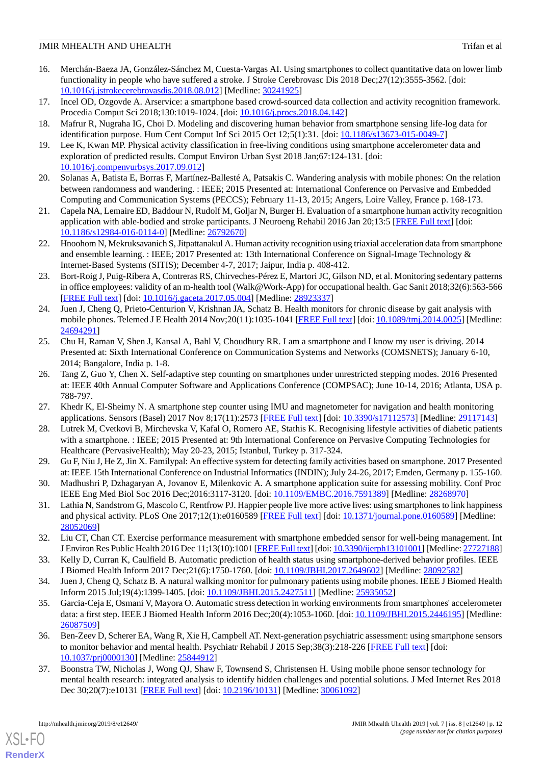16. Merchán-Baeza JA, González-Sánchez M, Cuesta-Vargas AI. Using smartphones to collect quantitative data on lower limb functionality in people who have suffered a stroke. J Stroke Cerebrovasc Dis 2018 Dec;27(12):3555-3562. [doi: 10.1016/j.jstrokecerebrovasdis.2018.08.012] [Medline: 30241925]
17. Incel OD, Ozgovde A. Arservice: a smartphone based crowd-sourced data collection and activity recognition framework. Procedia Comput Sci 2018;130:1019-1024. [doi: 10.1016/j.procs.2018.04.142]
18. Mafrur R, Nugraha IG, Choi D. Modeling and discovering human behavior from smartphone sensing life-log data for identification purpose. Hum Cent Comput Inf Sci 2015 Oct 12;5(1):31. [doi: 10.1186/s13673-015-0049-7]
19. Lee K, Kwan MP. Physical activity classification in free-living conditions using smartphone accelerometer data and exploration of predicted results. Comput Environ Urban Syst 2018 Jan;67:124-131. [doi: 10.1016/j.compenvurbsys.2017.09.012]
20. Solanas A, Batista E, Borras F, Martínez-Ballesté A, Patsakis C. Wandering analysis with mobile phones: On the relation between randomness and wandering. : IEEE; 2015 Presented at: International Conference on Pervasive and Embedded Computing and Communication Systems (PECCS); February 11-13, 2015; Angers, Loire Valley, France p. 168-173.
21. Capela NA, Lemaire ED, Baddour N, Rudolf M, Goljar N, Burger H. Evaluation of a smartphone human activity recognition application with able-bodied and stroke participants. J Neuroeng Rehabil 2016 Jan 20;13:5 [FREE Full text] [doi: 10.1186/s12984-016-0114-0] [Medline: 26792670]
22. Hnoohom N, Mekruksavanich S, Jitpattanakul A. Human activity recognition using triaxial acceleration data from smartphone and ensemble learning. : IEEE; 2017 Presented at: 13th International Conference on Signal-Image Technology & Internet-Based Systems (SITIS); December 4-7, 2017; Jaipur, India p. 408-412.
23. Bort-Roig J, Puig-Ribera A, Contreras RS, Chirveches-Pérez E, Martori JC, Gilson ND, et al. Monitoring sedentary patterns in office employees: validity of an m-health tool (Walk@Work-App) for occupational health. Gac Sanit 2018;32(6):563-566 [FREE Full text] [doi: 10.1016/j.gaceta.2017.05.004] [Medline: 28923337]
24. Juen J, Cheng Q, Prieto-Centurion V, Krishnan JA, Schatz B. Health monitors for chronic disease by gait analysis with mobile phones. Telemed J E Health 2014 Nov;20(11):1035-1041 [FREE Full text] [doi: 10.1089/tmj.2014.0025] [Medline: 24694291]
25. Chu H, Raman V, Shen J, Kansal A, Bahl V, Choudhury RR. I am a smartphone and I know my user is driving. 2014 Presented at: Sixth International Conference on Communication Systems and Networks (COMSNETS); January 6-10, 2014; Bangalore, India p. 1-8.
26. Tang Z, Guo Y, Chen X. Self-adaptive step counting on smartphones under unrestricted stepping modes. 2016 Presented at: IEEE 40th Annual Computer Software and Applications Conference (COMPSAC); June 10-14, 2016; Atlanta, USA p. 788-797.
27. Khedr K, El-Sheimy N. A smartphone step counter using IMU and magnetometer for navigation and health monitoring applications. Sensors (Basel) 2017 Nov 8;17(11):2573 [FREE Full text] [doi: 10.3390/s17112573] [Medline: 29117143]
28. Lutrek M, Cvetkovi B, Mirchevska V, Kafal O, Romero AE, Stathis K. Recognising lifestyle activities of diabetic patients with a smartphone. : IEEE; 2015 Presented at: 9th International Conference on Pervasive Computing Technologies for Healthcare (PervasiveHealth); May 20-23, 2015; Istanbul, Turkey p. 317-324.
29. Gu F, Niu J, He Z, Jin X. Familypal: An effective system for detecting family activities based on smartphone. 2017 Presented at: IEEE 15th International Conference on Industrial Informatics (INDIN); July 24-26, 2017; Emden, Germany p. 155-160.
30. Madhushri P, Dzhagaryan A, Jovanov E, Milenkovic A. A smartphone application suite for assessing mobility. Conf Proc IEEE Eng Med Biol Soc 2016 Dec;2016:3117-3120. [doi: 10.1109/EMBC.2016.7591389] [Medline: 28268970]
31. Lathia N, Sandstrom G, Mascolo C, Rentfrow PJ. Happier people live more active lives: using smartphones to link happiness and physical activity. PLoS One 2017;12(1):e0160589 [FREE Full text] [doi: 10.1371/journal.pone.0160589] [Medline: 28052069]
32. Liu CT, Chan CT. Exercise performance measurement with smartphone embedded sensor for well-being management. Int J Environ Res Public Health 2016 Dec 11;13(10):1001 [FREE Full text] [doi: 10.3390/ijerph13101001] [Medline: 27727188]
33. Kelly D, Curran K, Caulfield B. Automatic prediction of health status using smartphone-derived behavior profiles. IEEE J Biomed Health Inform 2017 Dec;21(6):1750-1760. [doi: 10.1109/JBHI.2017.2649602] [Medline: 28092582]
34. Juen J, Cheng Q, Schatz B. A natural walking monitor for pulmonary patients using mobile phones. IEEE J Biomed Health Inform 2015 Jul;19(4):1399-1405. [doi: 10.1109/JBHI.2015.2427511] [Medline: 25935052]
35. Garcia-Ceja E, Osmani V, Mayora O. Automatic stress detection in working environments from smartphones' accelerometer data: a first step. IEEE J Biomed Health Inform 2016 Dec;20(4):1053-1060. [doi: 10.1109/JBHI.2015.2446195] [Medline: 26087509]
36. Ben-Zeev D, Scherer EA, Wang R, Xie H, Campbell AT. Next-generation psychiatric assessment: using smartphone sensors to monitor behavior and mental health. Psychiatr Rehabil J 2015 Sep;38(3):218-226 [FREE Full text] [doi: 10.1037/prj0000130] [Medline: 25844912]
37. Boonstra TW, Nicholas J, Wong QJ, Shaw F, Townsend S, Christensen H. Using mobile phone sensor technology for mental health research: integrated analysis to identify hidden challenges and potential solutions. J Med Internet Res 2018 Dec 30;20(7):e10131 [FREE Full text] [doi: 10.2196/10131] [Medline: 30061092]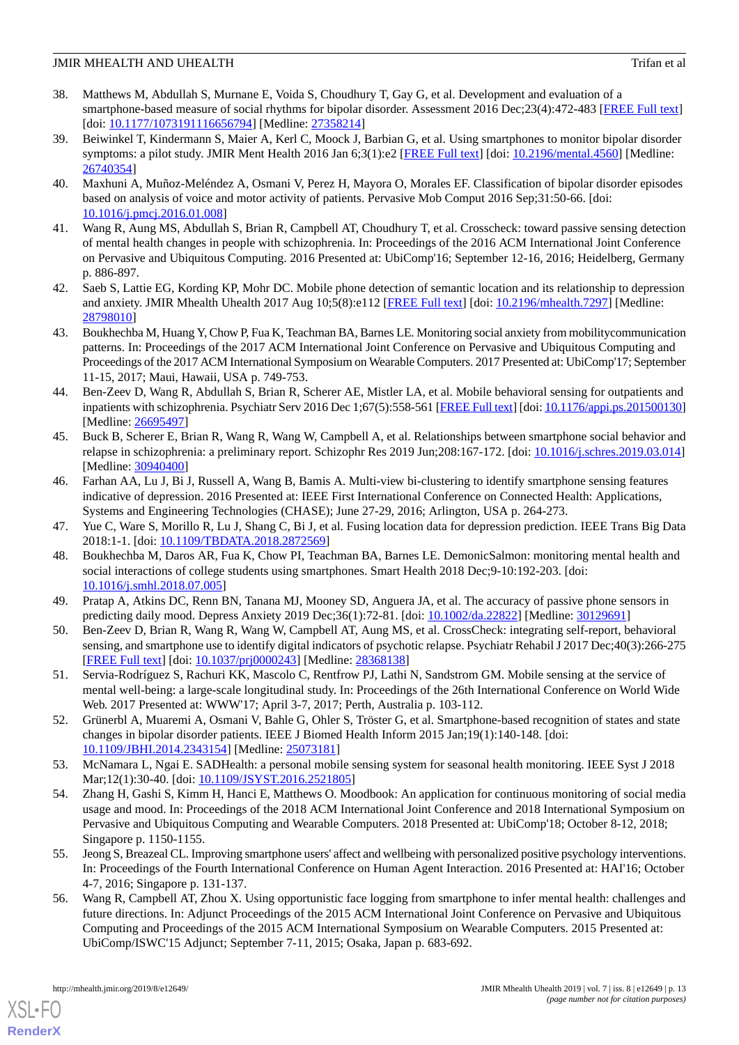38. Matthews M, Abdullah S, Murnane E, Voida S, Choudhury T, Gay G, et al. Development and evaluation of a smartphone-based measure of social rhythms for bipolar disorder. Assessment 2016 Dec;23(4):472-483 [FREE Full text] [doi: 10.1177/1073191116656794] [Medline: 27358214]
39. Beiwinkel T, Kindermann S, Maier A, Kerl C, Moock J, Barbian G, et al. Using smartphones to monitor bipolar disorder symptoms: a pilot study. JMIR Ment Health 2016 Jan 6;3(1):e2 [FREE Full text] [doi: 10.2196/mental.4560] [Medline: 26740354]
40. Maxhuni A, Muñoz-Meléndez A, Osmani V, Perez H, Mayora O, Morales EF. Classification of bipolar disorder episodes based on analysis of voice and motor activity of patients. Pervasive Mob Comput 2016 Sep;31:50-66. [doi: 10.1016/j.pmcj.2016.01.008]
41. Wang R, Aung MS, Abdullah S, Brian R, Campbell AT, Choudhury T, et al. Crosscheck: toward passive sensing detection of mental health changes in people with schizophrenia. In: Proceedings of the 2016 ACM International Joint Conference on Pervasive and Ubiquitous Computing. 2016 Presented at: UbiComp'16; September 12-16, 2016; Heidelberg, Germany p. 886-897.
42. Saeb S, Lattie EG, Kording KP, Mohr DC. Mobile phone detection of semantic location and its relationship to depression and anxiety. JMIR Mhealth Uhealth 2017 Aug 10;5(8):e112 [FREE Full text] [doi: 10.2196/mhealth.7297] [Medline: 28798010]
43. Boukhechba M, Huang Y, Chow P, Fua K, Teachman BA, Barnes LE. Monitoring social anxiety from mobilitycommunication patterns. In: Proceedings of the 2017 ACM International Joint Conference on Pervasive and Ubiquitous Computing and Proceedings of the 2017 ACM International Symposium on Wearable Computers. 2017 Presented at: UbiComp'17; September 11-15, 2017; Maui, Hawaii, USA p. 749-753.
44. Ben-Zeev D, Wang R, Abdullah S, Brian R, Scherer AE, Mistler LA, et al. Mobile behavioral sensing for outpatients and inpatients with schizophrenia. Psychiatr Serv 2016 Dec 1;67(5):558-561 [FREE Full text] [doi: 10.1176/appi.ps.201500130] [Medline: 26695497]
45. Buck B, Scherer E, Brian R, Wang R, Wang W, Campbell A, et al. Relationships between smartphone social behavior and relapse in schizophrenia: a preliminary report. Schizophr Res 2019 Jun;208:167-172. [doi: 10.1016/j.schres.2019.03.014] [Medline: 30940400]
46. Farhan AA, Lu J, Bi J, Russell A, Wang B, Bamis A. Multi-view bi-clustering to identify smartphone sensing features indicative of depression. 2016 Presented at: IEEE First International Conference on Connected Health: Applications, Systems and Engineering Technologies (CHASE); June 27-29, 2016; Arlington, USA p. 264-273.
47. Yue C, Ware S, Morillo R, Lu J, Shang C, Bi J, et al. Fusing location data for depression prediction. IEEE Trans Big Data 2018:1-1. [doi: 10.1109/TBDATA.2018.2872569]
48. Boukhechba M, Daros AR, Fua K, Chow PI, Teachman BA, Barnes LE. DemonicSalmon: monitoring mental health and social interactions of college students using smartphones. Smart Health 2018 Dec;9-10:192-203. [doi: 10.1016/j.smhl.2018.07.005]
49. Pratap A, Atkins DC, Renn BN, Tanana MJ, Mooney SD, Anguera JA, et al. The accuracy of passive phone sensors in predicting daily mood. Depress Anxiety 2019 Dec;36(1):72-81. [doi: 10.1002/da.22822] [Medline: 30129691]
50. Ben-Zeev D, Brian R, Wang R, Wang W, Campbell AT, Aung MS, et al. CrossCheck: integrating self-report, behavioral sensing, and smartphone use to identify digital indicators of psychotic relapse. Psychiatr Rehabil J 2017 Dec;40(3):266-275 [FREE Full text] [doi: 10.1037/prj0000243] [Medline: 28368138]
51. Servia-Rodríguez S, Rachuri KK, Mascolo C, Rentfrow PJ, Lathi N, Sandstrom GM. Mobile sensing at the service of mental well-being: a large-scale longitudinal study. In: Proceedings of the 26th International Conference on World Wide Web. 2017 Presented at: WWW'17; April 3-7, 2017; Perth, Australia p. 103-112.
52. Grünerbl A, Muaremi A, Osmani V, Bahle G, Ohler S, Tröster G, et al. Smartphone-based recognition of states and state changes in bipolar disorder patients. IEEE J Biomed Health Inform 2015 Jan;19(1):140-148. [doi: 10.1109/JBHI.2014.2343154] [Medline: 25073181]
53. McNamara L, Ngai E. SADHealth: a personal mobile sensing system for seasonal health monitoring. IEEE Syst J 2018 Mar;12(1):30-40. [doi: 10.1109/JSYST.2016.2521805]
54. Zhang H, Gashi S, Kimm H, Hanci E, Matthews O. Moodbook: An application for continuous monitoring of social media usage and mood. In: Proceedings of the 2018 ACM International Joint Conference and 2018 International Symposium on Pervasive and Ubiquitous Computing and Wearable Computers. 2018 Presented at: UbiComp'18; October 8-12, 2018; Singapore p. 1150-1155.
55. Jeong S, Breazeal CL. Improving smartphone users' affect and wellbeing with personalized positive psychology interventions. In: Proceedings of the Fourth International Conference on Human Agent Interaction. 2016 Presented at: HAI'16; October 4-7, 2016; Singapore p. 131-137.
56. Wang R, Campbell AT, Zhou X. Using opportunistic face logging from smartphone to infer mental health: challenges and future directions. In: Adjunct Proceedings of the 2015 ACM International Joint Conference on Pervasive and Ubiquitous Computing and Proceedings of the 2015 ACM International Symposium on Wearable Computers. 2015 Presented at: UbiComp/ISWC'15 Adjunct; September 7-11, 2015; Osaka, Japan p. 683-692.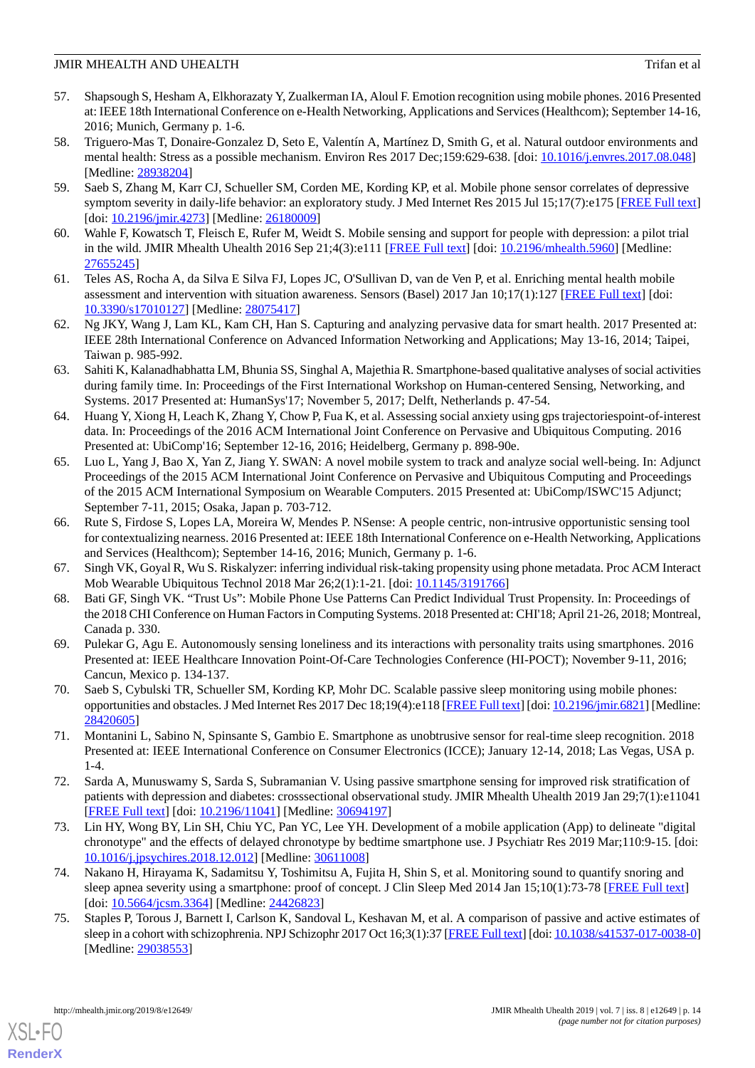57. Shapsough S, Hesham A, Elkhorazaty Y, Zualkerman IA, Aloul F. Emotion recognition using mobile phones. 2016 Presented at: IEEE 18th International Conference on e-Health Networking, Applications and Services (Healthcom); September 14-16, 2016; Munich, Germany p. 1-6.
58. Triguero-Mas T, Donaire-Gonzalez D, Seto E, Valentín A, Martínez D, Smith G, et al. Natural outdoor environments and mental health: Stress as a possible mechanism. Environ Res 2017 Dec;159:629-638. [doi: 10.1016/j.envres.2017.08.048] [Medline: 28938204]
59. Saeb S, Zhang M, Karr CJ, Schueller SM, Corden ME, Kording KP, et al. Mobile phone sensor correlates of depressive symptom severity in daily-life behavior: an exploratory study. J Med Internet Res 2015 Jul 15;17(7):e175 [FREE Full text] [doi: 10.2196/jmir.4273] [Medline: 26180009]
60. Wahle F, Kowatsch T, Fleisch E, Rufer M, Weidt S. Mobile sensing and support for people with depression: a pilot trial in the wild. JMIR Mhealth Uhealth 2016 Sep 21;4(3):e111 [FREE Full text] [doi: 10.2196/mhealth.5960] [Medline: 27655245]
61. Teles AS, Rocha A, da Silva E Silva FJ, Lopes JC, O'Sullivan D, van de Ven P, et al. Enriching mental health mobile assessment and intervention with situation awareness. Sensors (Basel) 2017 Jan 10;17(1):127 [FREE Full text] [doi: 10.3390/s17010127] [Medline: 28075417]
62. Ng JKY, Wang J, Lam KL, Kam CH, Han S. Capturing and analyzing pervasive data for smart health. 2017 Presented at: IEEE 28th International Conference on Advanced Information Networking and Applications; May 13-16, 2014; Taipei, Taiwan p. 985-992.
63. Sahiti K, Kalanadhabhatta LM, Bhunia SS, Singhal A, Majethia R. Smartphone-based qualitative analyses of social activities during family time. In: Proceedings of the First International Workshop on Human-centered Sensing, Networking, and Systems. 2017 Presented at: HumanSys'17; November 5, 2017; Delft, Netherlands p. 47-54.
64. Huang Y, Xiong H, Leach K, Zhang Y, Chow P, Fua K, et al. Assessing social anxiety using gps trajectoriespoint-of-interest data. In: Proceedings of the 2016 ACM International Joint Conference on Pervasive and Ubiquitous Computing. 2016 Presented at: UbiComp'16; September 12-16, 2016; Heidelberg, Germany p. 898-90e.
65. Luo L, Yang J, Bao X, Yan Z, Jiang Y. SWAN: A novel mobile system to track and analyze social well-being. In: Adjunct Proceedings of the 2015 ACM International Joint Conference on Pervasive and Ubiquitous Computing and Proceedings of the 2015 ACM International Symposium on Wearable Computers. 2015 Presented at: UbiComp/ISWC'15 Adjunct; September 7-11, 2015; Osaka, Japan p. 703-712.
66. Rute S, Firdose S, Lopes LA, Moreira W, Mendes P. NSense: A people centric, non-intrusive opportunistic sensing tool for contextualizing nearness. 2016 Presented at: IEEE 18th International Conference on e-Health Networking, Applications and Services (Healthcom); September 14-16, 2016; Munich, Germany p. 1-6.
67. Singh VK, Goyal R, Wu S. Riskalyzer: inferring individual risk-taking propensity using phone metadata. Proc ACM Interact Mob Wearable Ubiquitous Technol 2018 Mar 26;2(1):1-21. [doi: 10.1145/3191766]
68. Bati GF, Singh VK. "Trust Us": Mobile Phone Use Patterns Can Predict Individual Trust Propensity. In: Proceedings of the 2018 CHI Conference on Human Factors in Computing Systems. 2018 Presented at: CHI'18; April 21-26, 2018; Montreal, Canada p. 330.
69. Pulekar G, Agu E. Autonomously sensing loneliness and its interactions with personality traits using smartphones. 2016 Presented at: IEEE Healthcare Innovation Point-Of-Care Technologies Conference (HI-POCT); November 9-11, 2016; Cancun, Mexico p. 134-137.
70. Saeb S, Cybulski TR, Schueller SM, Kording KP, Mohr DC. Scalable passive sleep monitoring using mobile phones: opportunities and obstacles. J Med Internet Res 2017 Dec 18;19(4):e118 [FREE Full text] [doi: 10.2196/jmir.6821] [Medline: 28420605]
71. Montanini L, Sabino N, Spinsante S, Gambio E. Smartphone as unobtrusive sensor for real-time sleep recognition. 2018 Presented at: IEEE International Conference on Consumer Electronics (ICCE); January 12-14, 2018; Las Vegas, USA p. 1-4.
72. Sarda A, Munuswamy S, Sarda S, Subramanian V. Using passive smartphone sensing for improved risk stratification of patients with depression and diabetes: crosssectional observational study. JMIR Mhealth Uhealth 2019 Jan 29;7(1):e11041 [FREE Full text] [doi: 10.2196/11041] [Medline: 30694197]
73. Lin HY, Wong BY, Lin SH, Chiu YC, Pan YC, Lee YH. Development of a mobile application (App) to delineate "digital chronotype" and the effects of delayed chronotype by bedtime smartphone use. J Psychiatr Res 2019 Mar;110:9-15. [doi: 10.1016/j.jpsychires.2018.12.012] [Medline: 30611008]
74. Nakano H, Hirayama K, Sadamitsu Y, Toshimitsu A, Fujita H, Shin S, et al. Monitoring sound to quantify snoring and sleep apnea severity using a smartphone: proof of concept. J Clin Sleep Med 2014 Jan 15;10(1):73-78 [FREE Full text] [doi: 10.5664/jcsm.3364] [Medline: 24426823]
75. Staples P, Torous J, Barnett I, Carlson K, Sandoval L, Keshavan M, et al. A comparison of passive and active estimates of sleep in a cohort with schizophrenia. NPJ Schizophr 2017 Oct 16;3(1):37 [FREE Full text] [doi: 10.1038/s41537-017-0038-0] [Medline: 29038553]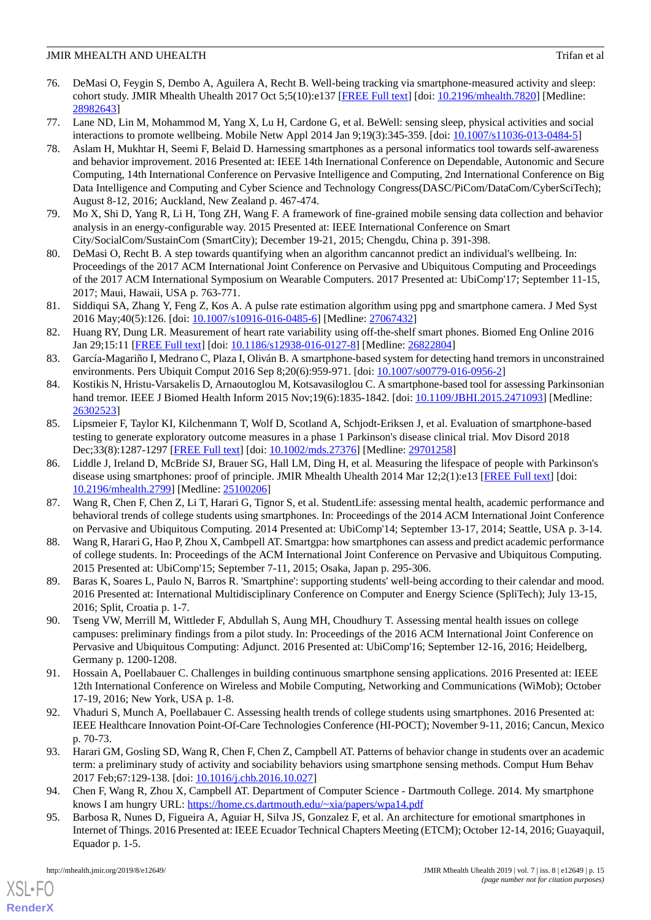76. DeMasi O, Feygin S, Dembo A, Aguilera A, Recht B. Well-being tracking via smartphone-measured activity and sleep: cohort study. JMIR Mhealth Uhealth 2017 Oct 5;5(10):e137 [FREE Full text] [doi: 10.2196/mhealth.7820] [Medline: 28982643]
77. Lane ND, Lin M, Mohammod M, Yang X, Lu H, Cardone G, et al. BeWell: sensing sleep, physical activities and social interactions to promote wellbeing. Mobile Netw Appl 2014 Jan 9;19(3):345-359. [doi: 10.1007/s11036-013-0484-5]
78. Aslam H, Mukhtar H, Seemi F, Belaid D. Harnessing smartphones as a personal informatics tool towards self-awareness and behavior improvement. 2016 Presented at: IEEE 14th Inernational Conference on Dependable, Autonomic and Secure Computing, 14th International Conference on Pervasive Intelligence and Computing, 2nd International Conference on Big Data Intelligence and Computing and Cyber Science and Technology Congress(DASC/PiCom/DataCom/CyberSciTech); August 8-12, 2016; Auckland, New Zealand p. 467-474.
79. Mo X, Shi D, Yang R, Li H, Tong ZH, Wang F. A framework of fine-grained mobile sensing data collection and behavior analysis in an energy-configurable way. 2015 Presented at: IEEE International Conference on Smart City/SocialCom/SustainCom (SmartCity); December 19-21, 2015; Chengdu, China p. 391-398.
80. DeMasi O, Recht B. A step towards quantifying when an algorithm cancannot predict an individual's wellbeing. In: Proceedings of the 2017 ACM International Joint Conference on Pervasive and Ubiquitous Computing and Proceedings of the 2017 ACM International Symposium on Wearable Computers. 2017 Presented at: UbiComp'17; September 11-15, 2017; Maui, Hawaii, USA p. 763-771.
81. Siddiqui SA, Zhang Y, Feng Z, Kos A. A pulse rate estimation algorithm using ppg and smartphone camera. J Med Syst 2016 May;40(5):126. [doi: 10.1007/s10916-016-0485-6] [Medline: 27067432]
82. Huang RY, Dung LR. Measurement of heart rate variability using off-the-shelf smart phones. Biomed Eng Online 2016 Jan 29;15:11 [FREE Full text] [doi: 10.1186/s12938-016-0127-8] [Medline: 26822804]
83. García-Magariño I, Medrano C, Plaza I, Oliván B. A smartphone-based system for detecting hand tremors in unconstrained environments. Pers Ubiquit Comput 2016 Sep 8;20(6):959-971. [doi: 10.1007/s00779-016-0956-2]
84. Kostikis N, Hristu-Varsakelis D, Arnaoutoglou M, Kotsavasiloglou C. A smartphone-based tool for assessing Parkinsonian hand tremor. IEEE J Biomed Health Inform 2015 Nov;19(6):1835-1842. [doi: 10.1109/JBHI.2015.2471093] [Medline: 26302523]
85. Lipsmeier F, Taylor KI, Kilchenmann T, Wolf D, Scotland A, Schjodt-Eriksen J, et al. Evaluation of smartphone-based testing to generate exploratory outcome measures in a phase 1 Parkinson's disease clinical trial. Mov Disord 2018 Dec;33(8):1287-1297 [FREE Full text] [doi: 10.1002/mds.27376] [Medline: 29701258]
86. Liddle J, Ireland D, McBride SJ, Brauer SG, Hall LM, Ding H, et al. Measuring the lifespace of people with Parkinson's disease using smartphones: proof of principle. JMIR Mhealth Uhealth 2014 Mar 12;2(1):e13 [FREE Full text] [doi: 10.2196/mhealth.2799] [Medline: 25100206]
87. Wang R, Chen F, Chen Z, Li T, Harari G, Tignor S, et al. StudentLife: assessing mental health, academic performance and behavioral trends of college students using smartphones. In: Proceedings of the 2014 ACM International Joint Conference on Pervasive and Ubiquitous Computing. 2014 Presented at: UbiComp'14; September 13-17, 2014; Seattle, USA p. 3-14.
88. Wang R, Harari G, Hao P, Zhou X, Cambpell AT. Smartgpa: how smartphones can assess and predict academic performance of college students. In: Proceedings of the ACM International Joint Conference on Pervasive and Ubiquitous Computing. 2015 Presented at: UbiComp'15; September 7-11, 2015; Osaka, Japan p. 295-306.
89. Baras K, Soares L, Paulo N, Barros R. 'Smartphine': supporting students' well-being according to their calendar and mood. 2016 Presented at: International Multidisciplinary Conference on Computer and Energy Science (SpliTech); July 13-15, 2016; Split, Croatia p. 1-7.
90. Tseng VW, Merrill M, Wittleder F, Abdullah S, Aung MH, Choudhury T. Assessing mental health issues on college campuses: preliminary findings from a pilot study. In: Proceedings of the 2016 ACM International Joint Conference on Pervasive and Ubiquitous Computing: Adjunct. 2016 Presented at: UbiComp'16; September 12-16, 2016; Heidelberg, Germany p. 1200-1208.
91. Hossain A, Poellabauer C. Challenges in building continuous smartphone sensing applications. 2016 Presented at: IEEE 12th International Conference on Wireless and Mobile Computing, Networking and Communications (WiMob); October 17-19, 2016; New York, USA p. 1-8.
92. Vhaduri S, Munch A, Poellabauer C. Assessing health trends of college students using smartphones. 2016 Presented at: IEEE Healthcare Innovation Point-Of-Care Technologies Conference (HI-POCT); November 9-11, 2016; Cancun, Mexico p. 70-73.
93. Harari GM, Gosling SD, Wang R, Chen F, Chen Z, Campbell AT. Patterns of behavior change in students over an academic term: a preliminary study of activity and sociability behaviors using smartphone sensing methods. Comput Hum Behav 2017 Feb;67:129-138. [doi: 10.1016/j.chb.2016.10.027]
94. Chen F, Wang R, Zhou X, Campbell AT. Department of Computer Science - Dartmouth College. 2014. My smartphone knows I am hungry URL: https://home.cs.dartmouth.edu/~xia/papers/wpa14.pdf
95. Barbosa R, Nunes D, Figueira A, Aguiar H, Silva JS, Gonzalez F, et al. An architecture for emotional smartphones in Internet of Things. 2016 Presented at: IEEE Ecuador Technical Chapters Meeting (ETCM); October 12-14, 2016; Guayaquil, Equador p. 1-5.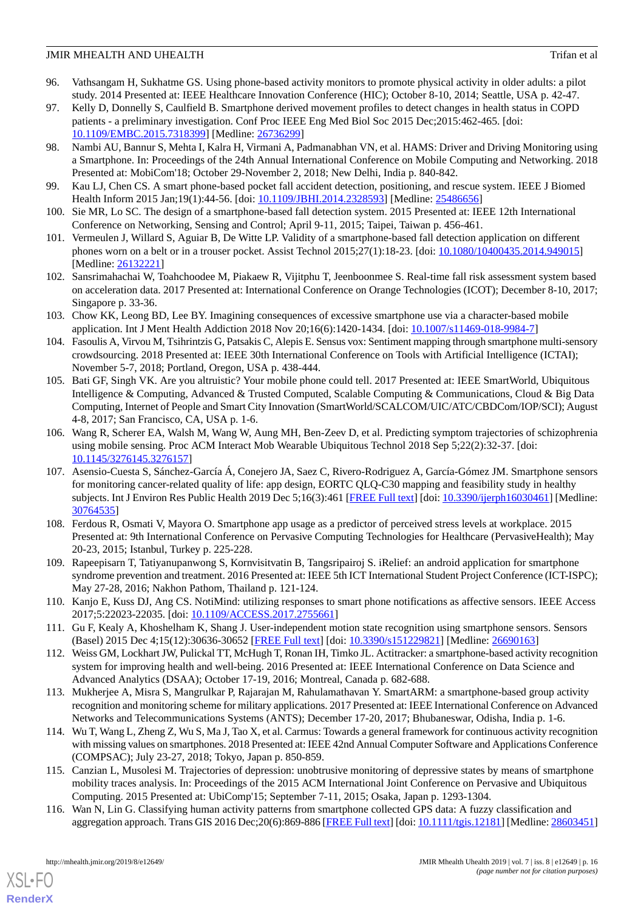96. Vathsangam H, Sukhatme GS. Using phone-based activity monitors to promote physical activity in older adults: a pilot study. 2014 Presented at: IEEE Healthcare Innovation Conference (HIC); October 8-10, 2014; Seattle, USA p. 42-47.
97. Kelly D, Donnelly S, Caulfield B. Smartphone derived movement profiles to detect changes in health status in COPD patients - a preliminary investigation. Conf Proc IEEE Eng Med Biol Soc 2015 Dec;2015:462-465. [doi: 10.1109/EMBC.2015.7318399] [Medline: 26736299]
98. Nambi AU, Bannur S, Mehta I, Kalra H, Virmani A, Padmanabhan VN, et al. HAMS: Driver and Driving Monitoring using a Smartphone. In: Proceedings of the 24th Annual International Conference on Mobile Computing and Networking. 2018 Presented at: MobiCom'18; October 29-November 2, 2018; New Delhi, India p. 840-842.
99. Kau LJ, Chen CS. A smart phone-based pocket fall accident detection, positioning, and rescue system. IEEE J Biomed Health Inform 2015 Jan;19(1):44-56. [doi: 10.1109/JBHI.2014.2328593] [Medline: 25486656]
100. Sie MR, Lo SC. The design of a smartphone-based fall detection system. 2015 Presented at: IEEE 12th International Conference on Networking, Sensing and Control; April 9-11, 2015; Taipei, Taiwan p. 456-461.
101. Vermeulen J, Willard S, Aguiar B, De Witte LP. Validity of a smartphone-based fall detection application on different phones worn on a belt or in a trouser pocket. Assist Technol 2015;27(1):18-23. [doi: 10.1080/10400435.2014.949015] [Medline: 26132221]
102. Sansrimahachai W, Toahchoodee M, Piakaew R, Vijitphu T, Jeenboonmee S. Real-time fall risk assessment system based on acceleration data. 2017 Presented at: International Conference on Orange Technologies (ICOT); December 8-10, 2017; Singapore p. 33-36.
103. Chow KK, Leong BD, Lee BY. Imagining consequences of excessive smartphone use via a character-based mobile application. Int J Ment Health Addiction 2018 Nov 20;16(6):1420-1434. [doi: 10.1007/s11469-018-9984-7]
104. Fasoulis A, Virvou M, Tsihrintzis G, Patsakis C, Alepis E. Sensus vox: Sentiment mapping through smartphone multi-sensory crowdsourcing. 2018 Presented at: IEEE 30th International Conference on Tools with Artificial Intelligence (ICTAI); November 5-7, 2018; Portland, Oregon, USA p. 438-444.
105. Bati GF, Singh VK. Are you altruistic? Your mobile phone could tell. 2017 Presented at: IEEE SmartWorld, Ubiquitous Intelligence & Computing, Advanced & Trusted Computed, Scalable Computing & Communications, Cloud & Big Data Computing, Internet of People and Smart City Innovation (SmartWorld/SCALCOM/UIC/ATC/CBDCom/IOP/SCI); August 4-8, 2017; San Francisco, CA, USA p. 1-6.
106. Wang R, Scherer EA, Walsh M, Wang W, Aung MH, Ben-Zeev D, et al. Predicting symptom trajectories of schizophrenia using mobile sensing. Proc ACM Interact Mob Wearable Ubiquitous Technol 2018 Sep 5;22(2):32-37. [doi: 10.1145/3276145.3276157]
107. Asensio-Cuesta S, Sánchez-García Á, Conejero JA, Saez C, Rivero-Rodriguez A, García-Gómez JM. Smartphone sensors for monitoring cancer-related quality of life: app design, EORTC QLQ-C30 mapping and feasibility study in healthy subjects. Int J Environ Res Public Health 2019 Dec 5;16(3):461 [FREE Full text] [doi: 10.3390/ijerph16030461] [Medline: 30764535]
108. Ferdous R, Osmati V, Mayora O. Smartphone app usage as a predictor of perceived stress levels at workplace. 2015 Presented at: 9th International Conference on Pervasive Computing Technologies for Healthcare (PervasiveHealth); May 20-23, 2015; Istanbul, Turkey p. 225-228.
109. Rapeepisarn T, Tatiyanupanwong S, Kornvisitvatin B, Tangsripairoj S. iRelief: an android application for smartphone syndrome prevention and treatment. 2016 Presented at: IEEE 5th ICT International Student Project Conference (ICT-ISPC); May 27-28, 2016; Nakhon Pathom, Thailand p. 121-124.
110. Kanjo E, Kuss DJ, Ang CS. NotiMind: utilizing responses to smart phone notifications as affective sensors. IEEE Access 2017;5:22023-22035. [doi: 10.1109/ACCESS.2017.2755661]
111. Gu F, Kealy A, Khoshelham K, Shang J. User-independent motion state recognition using smartphone sensors. Sensors (Basel) 2015 Dec 4;15(12):30636-30652 [FREE Full text] [doi: 10.3390/s151229821] [Medline: 26690163]
112. Weiss GM, Lockhart JW, Pulickal TT, McHugh T, Ronan IH, Timko JL. Actitracker: a smartphone-based activity recognition system for improving health and well-being. 2016 Presented at: IEEE International Conference on Data Science and Advanced Analytics (DSAA); October 17-19, 2016; Montreal, Canada p. 682-688.
113. Mukherjee A, Misra S, Mangrulkar P, Rajarajan M, Rahulamathavan Y. SmartARM: a smartphone-based group activity recognition and monitoring scheme for military applications. 2017 Presented at: IEEE International Conference on Advanced Networks and Telecommunications Systems (ANTS); December 17-20, 2017; Bhubaneswar, Odisha, India p. 1-6.
114. Wu T, Wang L, Zheng Z, Wu S, Ma J, Tao X, et al. Carmus: Towards a general framework for continuous activity recognition with missing values on smartphones. 2018 Presented at: IEEE 42nd Annual Computer Software and Applications Conference (COMPSAC); July 23-27, 2018; Tokyo, Japan p. 850-859.
115. Canzian L, Musolesi M. Trajectories of depression: unobtrusive monitoring of depressive states by means of smartphone mobility traces analysis. In: Proceedings of the 2015 ACM International Joint Conference on Pervasive and Ubiquitous Computing. 2015 Presented at: UbiComp'15; September 7-11, 2015; Osaka, Japan p. 1293-1304.
116. Wan N, Lin G. Classifying human activity patterns from smartphone collected GPS data: A fuzzy classification and aggregation approach. Trans GIS 2016 Dec;20(6):869-886 [FREE Full text] [doi: 10.1111/tgis.12181] [Medline: 28603451]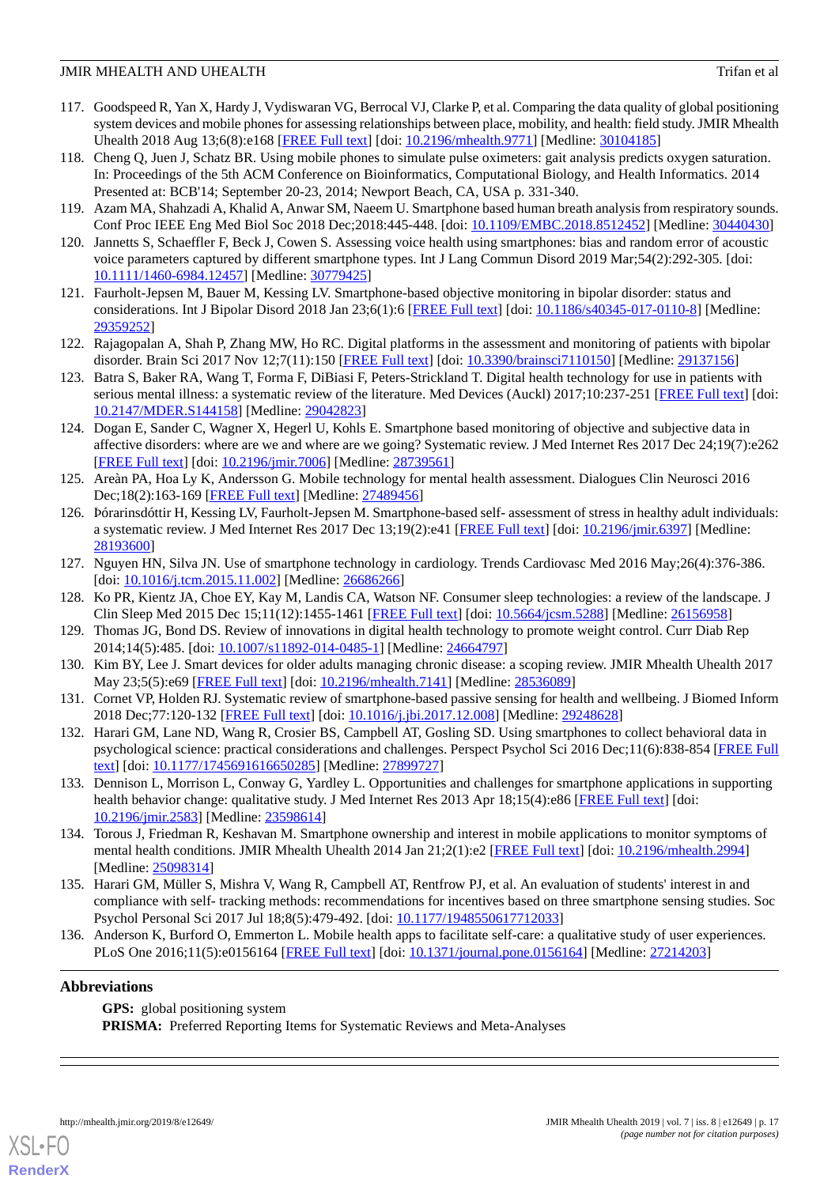117. Goodspeed R, Yan X, Hardy J, Vydiswaran VG, Berrocal VJ, Clarke P, et al. Comparing the data quality of global positioning system devices and mobile phones for assessing relationships between place, mobility, and health: field study. JMIR Mhealth Uhealth 2018 Aug 13;6(8):e168 [FREE Full text] [doi: 10.2196/mhealth.9771] [Medline: 30104185]
118. Cheng Q, Juen J, Schatz BR. Using mobile phones to simulate pulse oximeters: gait analysis predicts oxygen saturation. In: Proceedings of the 5th ACM Conference on Bioinformatics, Computational Biology, and Health Informatics. 2014 Presented at: BCB'14; September 20-23, 2014; Newport Beach, CA, USA p. 331-340.
119. Azam MA, Shahzadi A, Khalid A, Anwar SM, Naeem U. Smartphone based human breath analysis from respiratory sounds. Conf Proc IEEE Eng Med Biol Soc 2018 Dec;2018:445-448. [doi: 10.1109/EMBC.2018.8512452] [Medline: 30440430]
120. Jannetts S, Schaeffler F, Beck J, Cowen S. Assessing voice health using smartphones: bias and random error of acoustic voice parameters captured by different smartphone types. Int J Lang Commun Disord 2019 Mar;54(2):292-305. [doi: 10.1111/1460-6984.12457] [Medline: 30779425]
121. Faurholt-Jepsen M, Bauer M, Kessing LV. Smartphone-based objective monitoring in bipolar disorder: status and considerations. Int J Bipolar Disord 2018 Jan 23;6(1):6 [FREE Full text] [doi: 10.1186/s40345-017-0110-8] [Medline: 29359252]
122. Rajagopalan A, Shah P, Zhang MW, Ho RC. Digital platforms in the assessment and monitoring of patients with bipolar disorder. Brain Sci 2017 Nov 12;7(11):150 [FREE Full text] [doi: 10.3390/brainsci7110150] [Medline: 29137156]
123. Batra S, Baker RA, Wang T, Forma F, DiBiasi F, Peters-Strickland T. Digital health technology for use in patients with serious mental illness: a systematic review of the literature. Med Devices (Auckl) 2017;10:237-251 [FREE Full text] [doi: 10.2147/MDER.S144158] [Medline: 29042823]
124. Dogan E, Sander C, Wagner X, Hegerl U, Kohls E. Smartphone based monitoring of objective and subjective data in affective disorders: where are we and where are we going? Systematic review. J Med Internet Res 2017 Dec 24;19(7):e262 [FREE Full text] [doi: 10.2196/jmir.7006] [Medline: 28739561]
125. Areàn PA, Hoa Ly K, Andersson G. Mobile technology for mental health assessment. Dialogues Clin Neurosci 2016 Dec;18(2):163-169 [FREE Full text] [Medline: 27489456]
126. Þórarinsdóttir H, Kessing LV, Faurholt-Jepsen M. Smartphone-based self- assessment of stress in healthy adult individuals: a systematic review. J Med Internet Res 2017 Dec 13;19(2):e41 [FREE Full text] [doi: 10.2196/jmir.6397] [Medline: 28193600]
127. Nguyen HN, Silva JN. Use of smartphone technology in cardiology. Trends Cardiovasc Med 2016 May;26(4):376-386. [doi: 10.1016/j.tcm.2015.11.002] [Medline: 26686266]
128. Ko PR, Kientz JA, Choe EY, Kay M, Landis CA, Watson NF. Consumer sleep technologies: a review of the landscape. J Clin Sleep Med 2015 Dec 15;11(12):1455-1461 [FREE Full text] [doi: 10.5664/jcsm.5288] [Medline: 26156958]
129. Thomas JG, Bond DS. Review of innovations in digital health technology to promote weight control. Curr Diab Rep 2014;14(5):485. [doi: 10.1007/s11892-014-0485-1] [Medline: 24664797]
130. Kim BY, Lee J. Smart devices for older adults managing chronic disease: a scoping review. JMIR Mhealth Uhealth 2017 May 23;5(5):e69 [FREE Full text] [doi: 10.2196/mhealth.7141] [Medline: 28536089]
131. Cornet VP, Holden RJ. Systematic review of smartphone-based passive sensing for health and wellbeing. J Biomed Inform 2018 Dec;77:120-132 [FREE Full text] [doi: 10.1016/j.jbi.2017.12.008] [Medline: 29248628]
132. Harari GM, Lane ND, Wang R, Crosier BS, Campbell AT, Gosling SD. Using smartphones to collect behavioral data in psychological science: practical considerations and challenges. Perspect Psychol Sci 2016 Dec;11(6):838-854 [FREE Full text] [doi: 10.1177/1745691616650285] [Medline: 27899727]
133. Dennison L, Morrison L, Conway G, Yardley L. Opportunities and challenges for smartphone applications in supporting health behavior change: qualitative study. J Med Internet Res 2013 Apr 18;15(4):e86 [FREE Full text] [doi: 10.2196/jmir.2583] [Medline: 23598614]
134. Torous J, Friedman R, Keshavan M. Smartphone ownership and interest in mobile applications to monitor symptoms of mental health conditions. JMIR Mhealth Uhealth 2014 Jan 21;2(1):e2 [FREE Full text] [doi: 10.2196/mhealth.2994] [Medline: 25098314]
135. Harari GM, Müller S, Mishra V, Wang R, Campbell AT, Rentfrow PJ, et al. An evaluation of students' interest in and compliance with self- tracking methods: recommendations for incentives based on three smartphone sensing studies. Soc Psychol Personal Sci 2017 Jul 18;8(5):479-492. [doi: 10.1177/1948550617712033]
136. Anderson K, Burford O, Emmerton L. Mobile health apps to facilitate self-care: a qualitative study of user experiences. PLoS One 2016;11(5):e0156164 [FREE Full text] [doi: 10.1371/journal.pone.0156164] [Medline: 27214203]

## Abbreviations

**GPS:** global positioning system
**PRISMA:** Preferred Reporting Items for Systematic Reviews and Meta-Analyses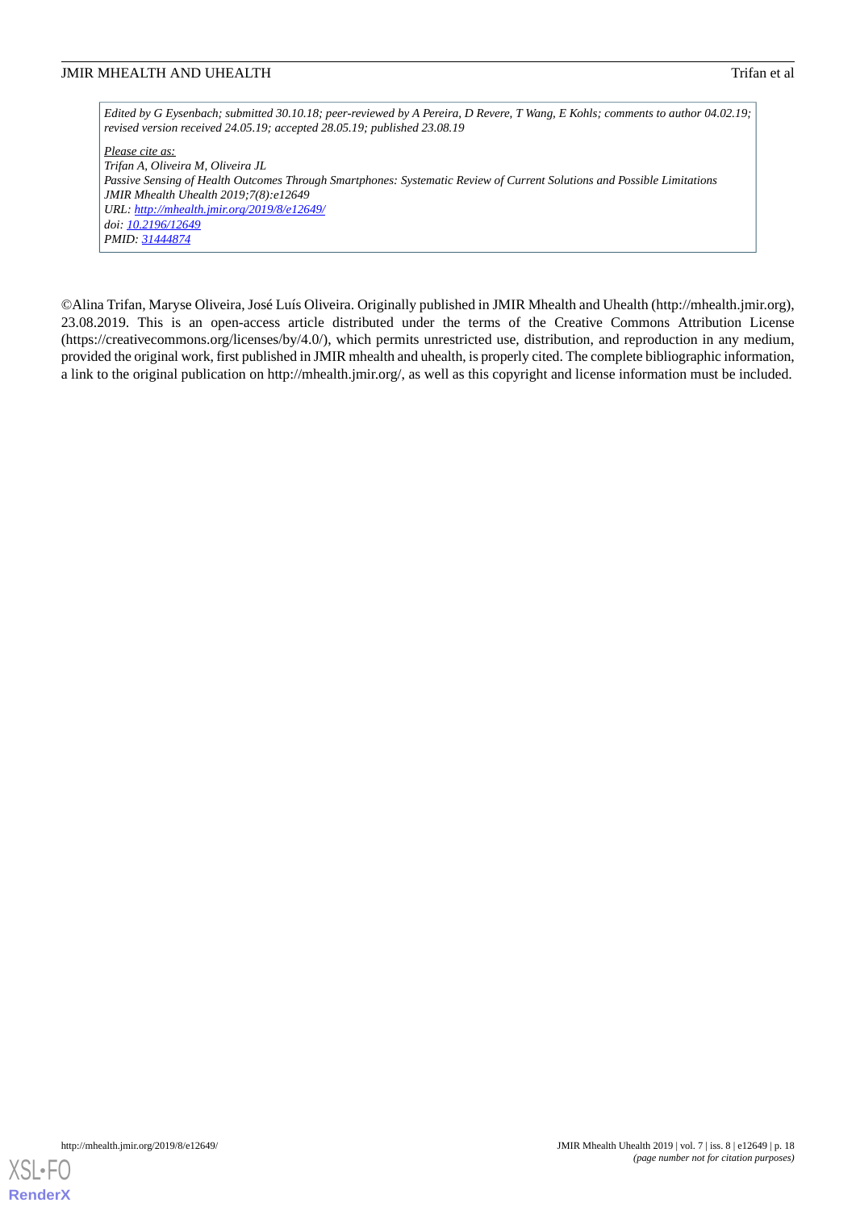*Edited by G Eysenbach; submitted 30.10.18; peer-reviewed by A Pereira, D Revere, T Wang, E Kohls; comments to author 04.02.19; revised version received 24.05.19; accepted 28.05.19; published 23.08.19*

*Please cite as:*
*Trifan A, Oliveira M, Oliveira JL*
*Passive Sensing of Health Outcomes Through Smartphones: Systematic Review of Current Solutions and Possible Limitations*
*JMIR Mhealth Uhealth 2019;7(8):e12649*
*URL: http://mhealth.jmir.org/2019/8/e12649/*
*doi: 10.2196/12649*
*PMID: 31444874*

©Alina Trifan, Maryse Oliveira, José Luís Oliveira. Originally published in JMIR Mhealth and Uhealth (http://mhealth.jmir.org), 23.08.2019. This is an open-access article distributed under the terms of the Creative Commons Attribution License (https://creativecommons.org/licenses/by/4.0/), which permits unrestricted use, distribution, and reproduction in any medium, provided the original work, first published in JMIR mhealth and uhealth, is properly cited. The complete bibliographic information, a link to the original publication on http://mhealth.jmir.org/, as well as this copyright and license information must be included.